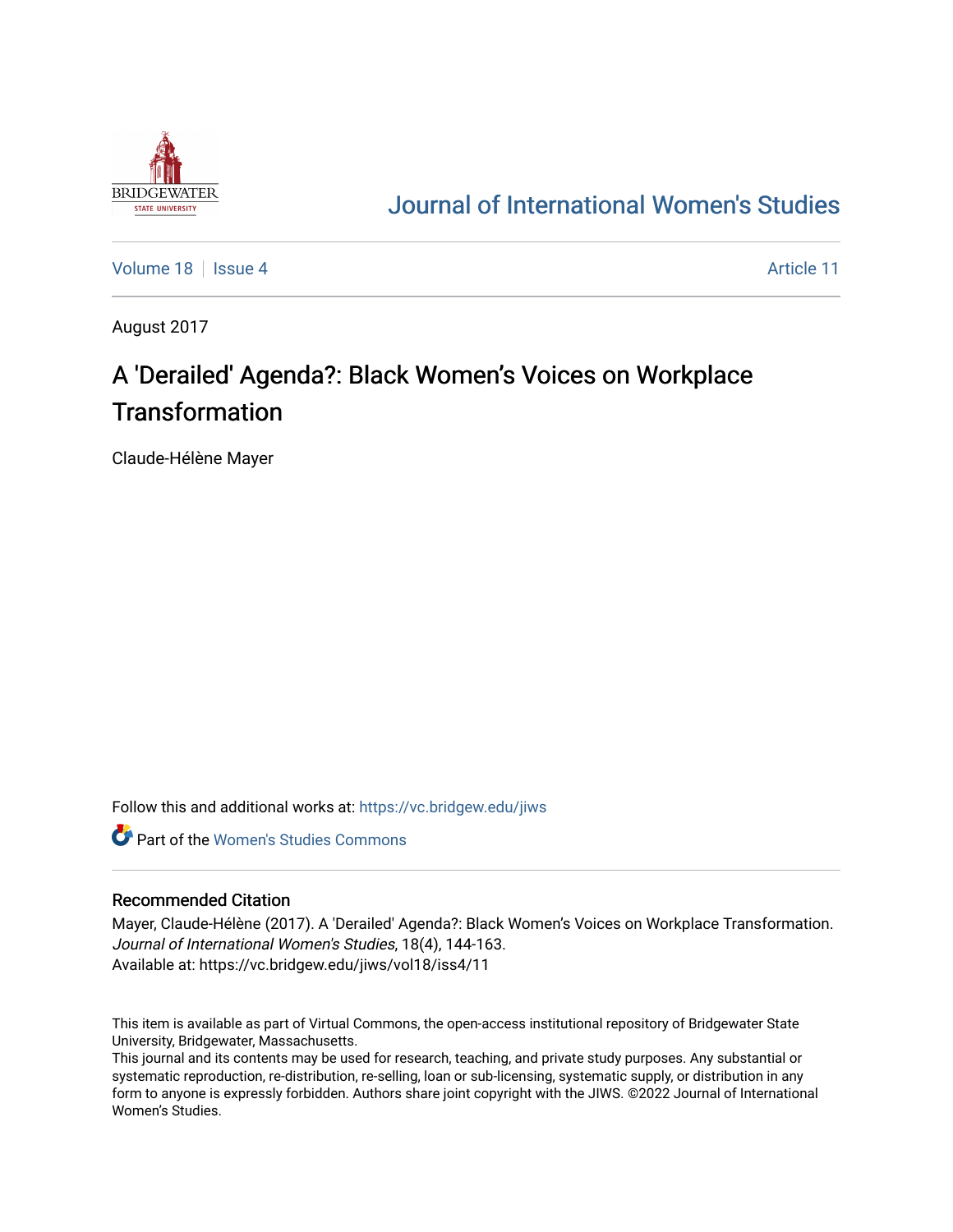# Journal of International Women's Studies

Volume 18 | Issue 4 | Article 11

August 2017

# A 'Derailed' Agenda?: Black Women's Voices on Workplace Transformation

Claude-Hélène Mayer

Follow this and additional works at: https://vc.bridgew.edu/jiws

Part of the Women's Studies Commons

## Recommended Citation

Mayer, Claude-Hélène (2017). A 'Derailed' Agenda?: Black Women's Voices on Workplace Transformation. *Journal of International Women's Studies*, 18(4), 144-163.
Available at: https://vc.bridgew.edu/jiws/vol18/iss4/11

This item is available as part of Virtual Commons, the open-access institutional repository of Bridgewater State University, Bridgewater, Massachusetts.
This journal and its contents may be used for research, teaching, and private study purposes. Any substantial or systematic reproduction, re-distribution, re-selling, loan or sub-licensing, systematic supply, or distribution in any form to anyone is expressly forbidden. Authors share joint copyright with the JIWS. ©2022 Journal of International Women's Studies.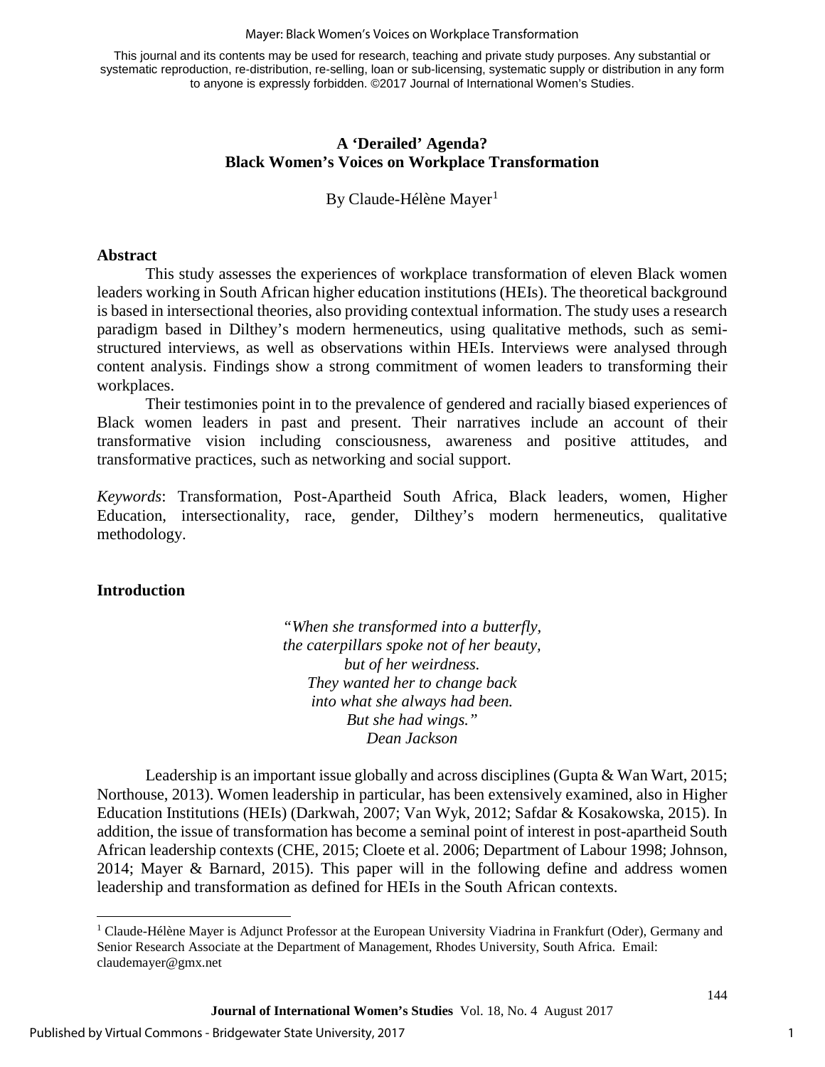This journal and its contents may be used for research, teaching and private study purposes. Any substantial or systematic reproduction, re-distribution, re-selling, loan or sub-licensing, systematic supply or distribution in any form to anyone is expressly forbidden. ©2017 Journal of International Women's Studies.

# A 'Derailed' Agenda? Black Women's Voices on Workplace Transformation

By Claude-Hélène Mayer[1]

## Abstract

This study assesses the experiences of workplace transformation of eleven Black women leaders working in South African higher education institutions (HEIs). The theoretical background is based in intersectional theories, also providing contextual information. The study uses a research paradigm based in Dilthey's modern hermeneutics, using qualitative methods, such as semi-structured interviews, as well as observations within HEIs. Interviews were analysed through content analysis. Findings show a strong commitment of women leaders to transforming their workplaces.

Their testimonies point in to the prevalence of gendered and racially biased experiences of Black women leaders in past and present. Their narratives include an account of their transformative vision including consciousness, awareness and positive attitudes, and transformative practices, such as networking and social support.

*Keywords*: Transformation, Post-Apartheid South Africa, Black leaders, women, Higher Education, intersectionality, race, gender, Dilthey's modern hermeneutics, qualitative methodology.

## Introduction

*"When she transformed into a butterfly,*
*the caterpillars spoke not of her beauty,*
*but of her weirdness.*
*They wanted her to change back*
*into what she always had been.*
*But she had wings."*
*Dean Jackson*

Leadership is an important issue globally and across disciplines (Gupta & Wan Wart, 2015; Northouse, 2013). Women leadership in particular, has been extensively examined, also in Higher Education Institutions (HEIs) (Darkwah, 2007; Van Wyk, 2012; Safdar & Kosakowska, 2015). In addition, the issue of transformation has become a seminal point of interest in post-apartheid South African leadership contexts (CHE, 2015; Cloete et al. 2006; Department of Labour 1998; Johnson, 2014; Mayer & Barnard, 2015). This paper will in the following define and address women leadership and transformation as defined for HEIs in the South African contexts.

[1] Claude-Hélène Mayer is Adjunct Professor at the European University Viadrina in Frankfurt (Oder), Germany and Senior Research Associate at the Department of Management, Rhodes University, South Africa. Email: claudemayer@gmx.net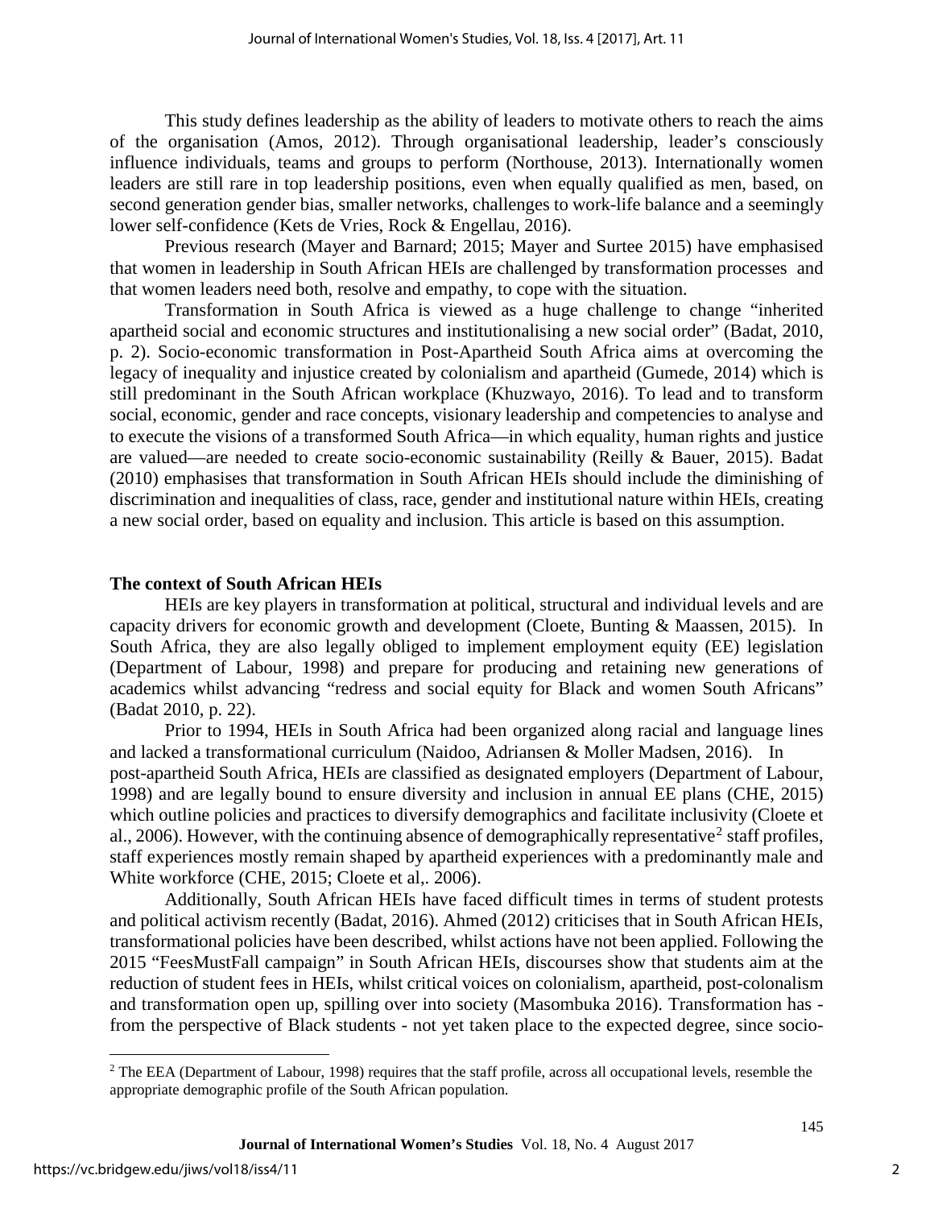This study defines leadership as the ability of leaders to motivate others to reach the aims of the organisation (Amos, 2012). Through organisational leadership, leader's consciously influence individuals, teams and groups to perform (Northouse, 2013). Internationally women leaders are still rare in top leadership positions, even when equally qualified as men, based, on second generation gender bias, smaller networks, challenges to work-life balance and a seemingly lower self-confidence (Kets de Vries, Rock & Engellau, 2016).

Previous research (Mayer and Barnard; 2015; Mayer and Surtee 2015) have emphasised that women in leadership in South African HEIs are challenged by transformation processes and that women leaders need both, resolve and empathy, to cope with the situation.

Transformation in South Africa is viewed as a huge challenge to change "inherited apartheid social and economic structures and institutionalising a new social order" (Badat, 2010, p. 2). Socio-economic transformation in Post-Apartheid South Africa aims at overcoming the legacy of inequality and injustice created by colonialism and apartheid (Gumede, 2014) which is still predominant in the South African workplace (Khuzwayo, 2016). To lead and to transform social, economic, gender and race concepts, visionary leadership and competencies to analyse and to execute the visions of a transformed South Africa—in which equality, human rights and justice are valued—are needed to create socio-economic sustainability (Reilly & Bauer, 2015). Badat (2010) emphasises that transformation in South African HEIs should include the diminishing of discrimination and inequalities of class, race, gender and institutional nature within HEIs, creating a new social order, based on equality and inclusion. This article is based on this assumption.

## The context of South African HEIs

HEIs are key players in transformation at political, structural and individual levels and are capacity drivers for economic growth and development (Cloete, Bunting & Maassen, 2015). In South Africa, they are also legally obliged to implement employment equity (EE) legislation (Department of Labour, 1998) and prepare for producing and retaining new generations of academics whilst advancing "redress and social equity for Black and women South Africans" (Badat 2010, p. 22).

Prior to 1994, HEIs in South Africa had been organized along racial and language lines and lacked a transformational curriculum (Naidoo, Adriansen & Moller Madsen, 2016). In post-apartheid South Africa, HEIs are classified as designated employers (Department of Labour, 1998) and are legally bound to ensure diversity and inclusion in annual EE plans (CHE, 2015) which outline policies and practices to diversify demographics and facilitate inclusivity (Cloete et al., 2006). However, with the continuing absence of demographically representative[2] staff profiles, staff experiences mostly remain shaped by apartheid experiences with a predominantly male and White workforce (CHE, 2015; Cloete et al,. 2006).

Additionally, South African HEIs have faced difficult times in terms of student protests and political activism recently (Badat, 2016). Ahmed (2012) criticises that in South African HEIs, transformational policies have been described, whilst actions have not been applied. Following the 2015 "FeesMustFall campaign" in South African HEIs, discourses show that students aim at the reduction of student fees in HEIs, whilst critical voices on colonialism, apartheid, post-colonalism and transformation open up, spilling over into society (Masombuka 2016). Transformation has - from the perspective of Black students - not yet taken place to the expected degree, since socio-

[2] The EEA (Department of Labour, 1998) requires that the staff profile, across all occupational levels, resemble the appropriate demographic profile of the South African population.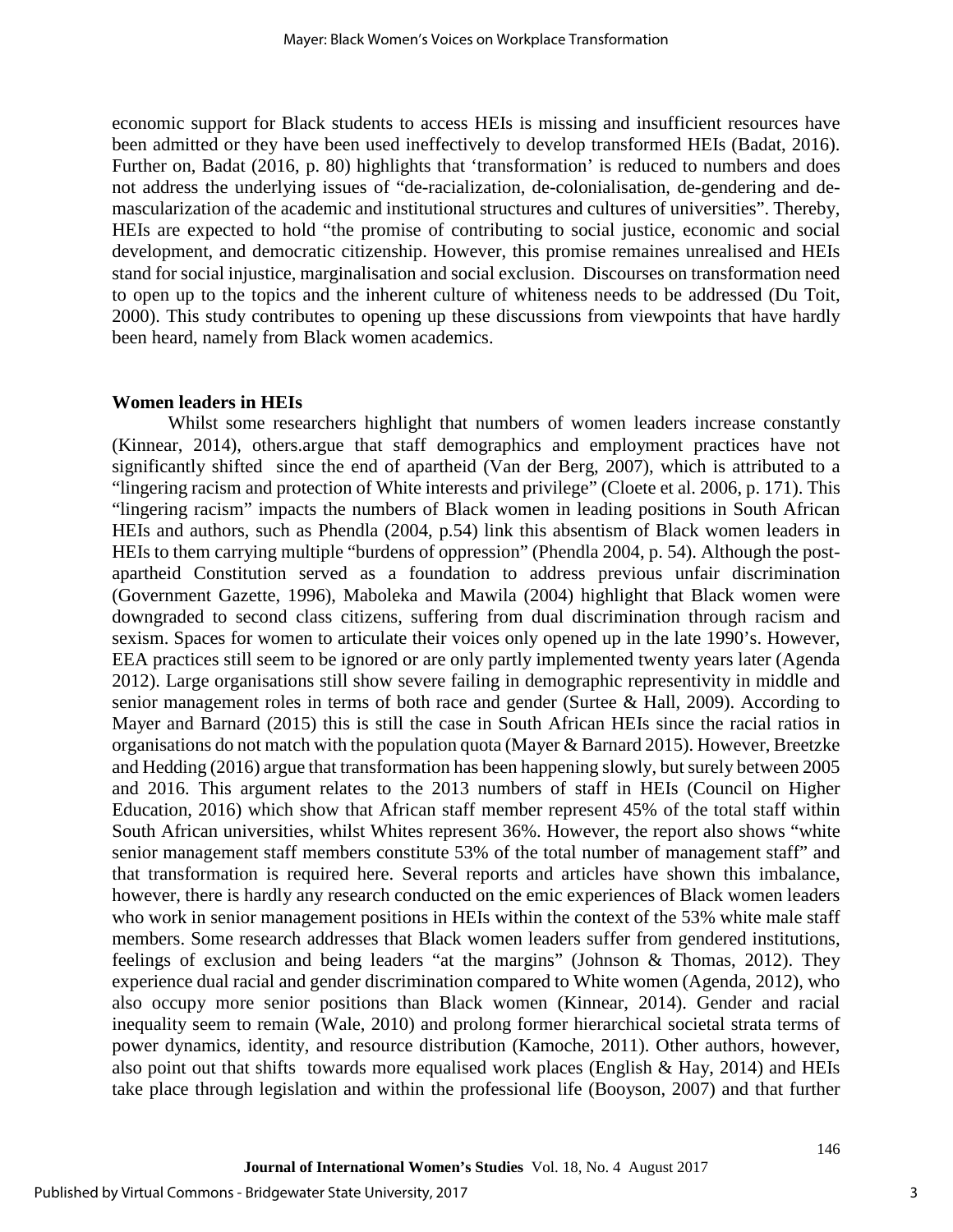economic support for Black students to access HEIs is missing and insufficient resources have been admitted or they have been used ineffectively to develop transformed HEIs (Badat, 2016). Further on, Badat (2016, p. 80) highlights that 'transformation' is reduced to numbers and does not address the underlying issues of "de-racialization, de-colonialisation, de-gendering and de-mascularization of the academic and institutional structures and cultures of universities". Thereby, HEIs are expected to hold "the promise of contributing to social justice, economic and social development, and democratic citizenship. However, this promise remaines unrealised and HEIs stand for social injustice, marginalisation and social exclusion. Discourses on transformation need to open up to the topics and the inherent culture of whiteness needs to be addressed (Du Toit, 2000). This study contributes to opening up these discussions from viewpoints that have hardly been heard, namely from Black women academics.

## Women leaders in HEIs

Whilst some researchers highlight that numbers of women leaders increase constantly (Kinnear, 2014), others.argue that staff demographics and employment practices have not significantly shifted since the end of apartheid (Van der Berg, 2007), which is attributed to a "lingering racism and protection of White interests and privilege" (Cloete et al. 2006, p. 171). This "lingering racism" impacts the numbers of Black women in leading positions in South African HEIs and authors, such as Phendla (2004, p.54) link this absentism of Black women leaders in HEIs to them carrying multiple "burdens of oppression" (Phendla 2004, p. 54). Although the post-apartheid Constitution served as a foundation to address previous unfair discrimination (Government Gazette, 1996), Maboleka and Mawila (2004) highlight that Black women were downgraded to second class citizens, suffering from dual discrimination through racism and sexism. Spaces for women to articulate their voices only opened up in the late 1990's. However, EEA practices still seem to be ignored or are only partly implemented twenty years later (Agenda 2012). Large organisations still show severe failing in demographic representivity in middle and senior management roles in terms of both race and gender (Surtee & Hall, 2009). According to Mayer and Barnard (2015) this is still the case in South African HEIs since the racial ratios in organisations do not match with the population quota (Mayer & Barnard 2015). However, Breetzke and Hedding (2016) argue that transformation has been happening slowly, but surely between 2005 and 2016. This argument relates to the 2013 numbers of staff in HEIs (Council on Higher Education, 2016) which show that African staff member represent 45% of the total staff within South African universities, whilst Whites represent 36%. However, the report also shows "white senior management staff members constitute 53% of the total number of management staff" and that transformation is required here. Several reports and articles have shown this imbalance, however, there is hardly any research conducted on the emic experiences of Black women leaders who work in senior management positions in HEIs within the context of the 53% white male staff members. Some research addresses that Black women leaders suffer from gendered institutions, feelings of exclusion and being leaders "at the margins" (Johnson & Thomas, 2012). They experience dual racial and gender discrimination compared to White women (Agenda, 2012), who also occupy more senior positions than Black women (Kinnear, 2014). Gender and racial inequality seem to remain (Wale, 2010) and prolong former hierarchical societal strata terms of power dynamics, identity, and resource distribution (Kamoche, 2011). Other authors, however, also point out that shifts towards more equalised work places (English & Hay, 2014) and HEIs take place through legislation and within the professional life (Booyson, 2007) and that further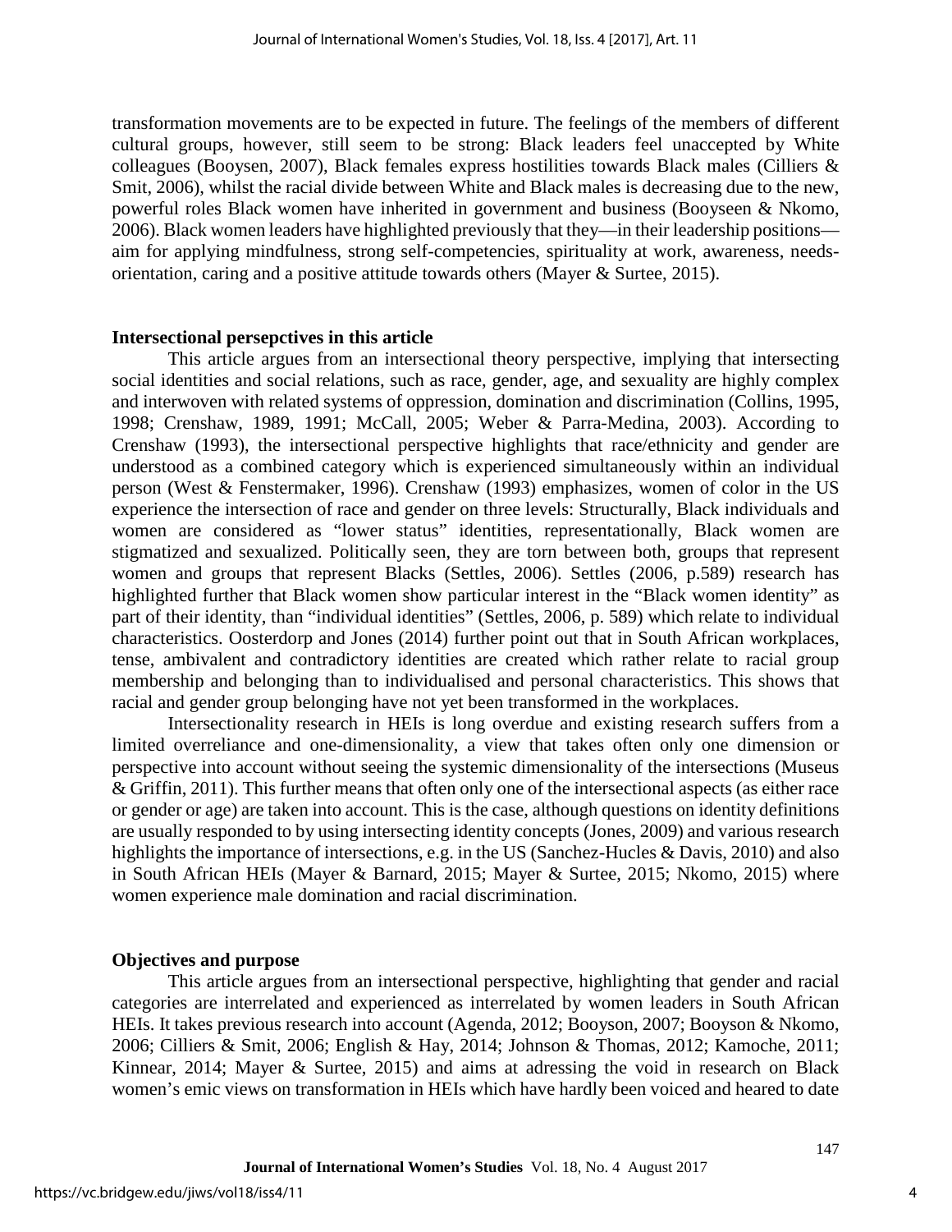transformation movements are to be expected in future. The feelings of the members of different cultural groups, however, still seem to be strong: Black leaders feel unaccepted by White colleagues (Booysen, 2007), Black females express hostilities towards Black males (Cilliers & Smit, 2006), whilst the racial divide between White and Black males is decreasing due to the new, powerful roles Black women have inherited in government and business (Booyseen & Nkomo, 2006). Black women leaders have highlighted previously that they—in their leadership positions—aim for applying mindfulness, strong self-competencies, spirituality at work, awareness, needs-orientation, caring and a positive attitude towards others (Mayer & Surtee, 2015).

## Intersectional persepctives in this article

This article argues from an intersectional theory perspective, implying that intersecting social identities and social relations, such as race, gender, age, and sexuality are highly complex and interwoven with related systems of oppression, domination and discrimination (Collins, 1995, 1998; Crenshaw, 1989, 1991; McCall, 2005; Weber & Parra-Medina, 2003). According to Crenshaw (1993), the intersectional perspective highlights that race/ethnicity and gender are understood as a combined category which is experienced simultaneously within an individual person (West & Fenstermaker, 1996). Crenshaw (1993) emphasizes, women of color in the US experience the intersection of race and gender on three levels: Structurally, Black individuals and women are considered as "lower status" identities, representationally, Black women are stigmatized and sexualized. Politically seen, they are torn between both, groups that represent women and groups that represent Blacks (Settles, 2006). Settles (2006, p.589) research has highlighted further that Black women show particular interest in the "Black women identity" as part of their identity, than "individual identities" (Settles, 2006, p. 589) which relate to individual characteristics. Oosterdorp and Jones (2014) further point out that in South African workplaces, tense, ambivalent and contradictory identities are created which rather relate to racial group membership and belonging than to individualised and personal characteristics. This shows that racial and gender group belonging have not yet been transformed in the workplaces.

Intersectionality research in HEIs is long overdue and existing research suffers from a limited overreliance and one-dimensionality, a view that takes often only one dimension or perspective into account without seeing the systemic dimensionality of the intersections (Museus & Griffin, 2011). This further means that often only one of the intersectional aspects (as either race or gender or age) are taken into account. This is the case, although questions on identity definitions are usually responded to by using intersecting identity concepts (Jones, 2009) and various research highlights the importance of intersections, e.g. in the US (Sanchez-Hucles & Davis, 2010) and also in South African HEIs (Mayer & Barnard, 2015; Mayer & Surtee, 2015; Nkomo, 2015) where women experience male domination and racial discrimination.

## Objectives and purpose

This article argues from an intersectional perspective, highlighting that gender and racial categories are interrelated and experienced as interrelated by women leaders in South African HEIs. It takes previous research into account (Agenda, 2012; Booyson, 2007; Booyson & Nkomo, 2006; Cilliers & Smit, 2006; English & Hay, 2014; Johnson & Thomas, 2012; Kamoche, 2011; Kinnear, 2014; Mayer & Surtee, 2015) and aims at adressing the void in research on Black women's emic views on transformation in HEIs which have hardly been voiced and heared to date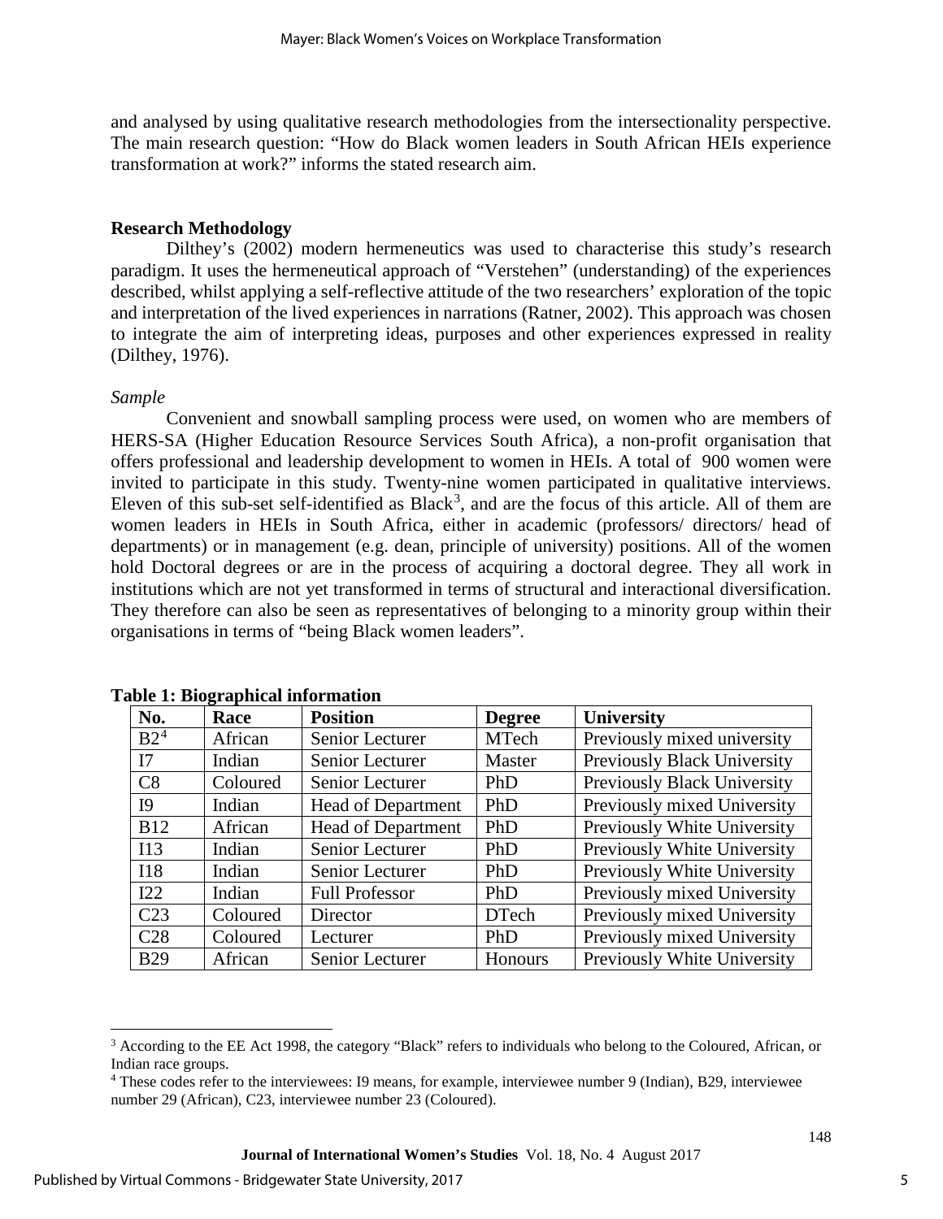and analysed by using qualitative research methodologies from the intersectionality perspective. The main research question: "How do Black women leaders in South African HEIs experience transformation at work?" informs the stated research aim.

## Research Methodology

Dilthey's (2002) modern hermeneutics was used to characterise this study's research paradigm. It uses the hermeneutical approach of "Verstehen" (understanding) of the experiences described, whilst applying a self-reflective attitude of the two researchers' exploration of the topic and interpretation of the lived experiences in narrations (Ratner, 2002). This approach was chosen to integrate the aim of interpreting ideas, purposes and other experiences expressed in reality (Dilthey, 1976).

### *Sample*

Convenient and snowball sampling process were used, on women who are members of HERS-SA (Higher Education Resource Services South Africa), a non-profit organisation that offers professional and leadership development to women in HEIs. A total of 900 women were invited to participate in this study. Twenty-nine women participated in qualitative interviews. Eleven of this sub-set self-identified as Black[3], and are the focus of this article. All of them are women leaders in HEIs in South Africa, either in academic (professors/ directors/ head of departments) or in management (e.g. dean, principle of university) positions. All of the women hold Doctoral degrees or are in the process of acquiring a doctoral degree. They all work in institutions which are not yet transformed in terms of structural and interactional diversification. They therefore can also be seen as representatives of belonging to a minority group within their organisations in terms of "being Black women leaders".

**Table 1: Biographical information**

| No. | Race | Position | Degree | University |
|---|---|---|---|---|
| B2[4] | African | Senior Lecturer | MTech | Previously mixed university |
| I7 | Indian | Senior Lecturer | Master | Previously Black University |
| C8 | Coloured | Senior Lecturer | PhD | Previously Black University |
| I9 | Indian | Head of Department | PhD | Previously mixed University |
| B12 | African | Head of Department | PhD | Previously White University |
| I13 | Indian | Senior Lecturer | PhD | Previously White University |
| I18 | Indian | Senior Lecturer | PhD | Previously White University |
| I22 | Indian | Full Professor | PhD | Previously mixed University |
| C23 | Coloured | Director | DTech | Previously mixed University |
| C28 | Coloured | Lecturer | PhD | Previously mixed University |
| B29 | African | Senior Lecturer | Honours | Previously White University |

[3] According to the EE Act 1998, the category "Black" refers to individuals who belong to the Coloured, African, or Indian race groups.

[4] These codes refer to the interviewees: I9 means, for example, interviewee number 9 (Indian), B29, interviewee number 29 (African), C23, interviewee number 23 (Coloured).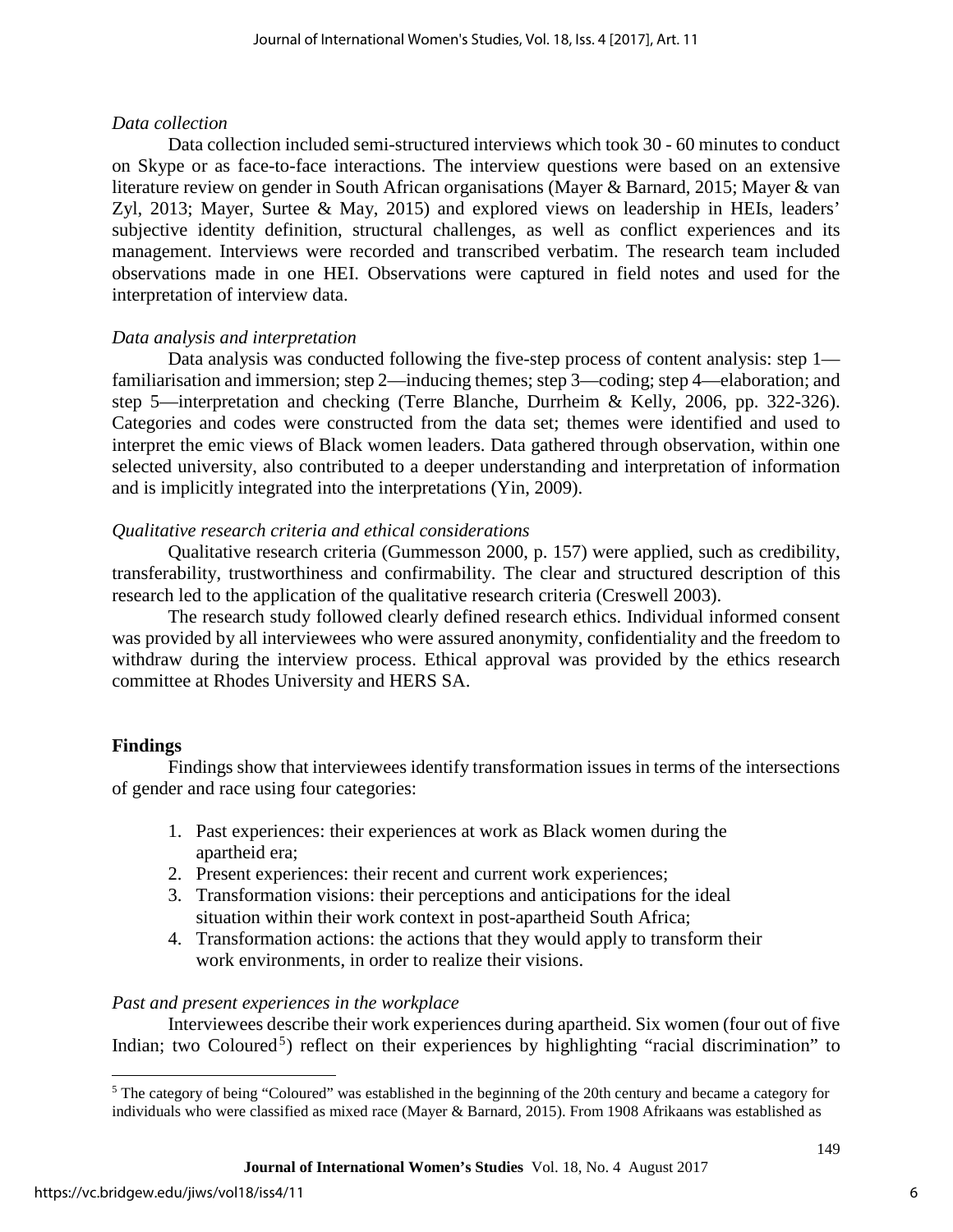*Data collection*

Data collection included semi-structured interviews which took 30 - 60 minutes to conduct on Skype or as face-to-face interactions. The interview questions were based on an extensive literature review on gender in South African organisations (Mayer & Barnard, 2015; Mayer & van Zyl, 2013; Mayer, Surtee & May, 2015) and explored views on leadership in HEIs, leaders' subjective identity definition, structural challenges, as well as conflict experiences and its management. Interviews were recorded and transcribed verbatim. The research team included observations made in one HEI. Observations were captured in field notes and used for the interpretation of interview data.

*Data analysis and interpretation*

Data analysis was conducted following the five-step process of content analysis: step 1—familiarisation and immersion; step 2—inducing themes; step 3—coding; step 4—elaboration; and step 5—interpretation and checking (Terre Blanche, Durrheim & Kelly, 2006, pp. 322-326). Categories and codes were constructed from the data set; themes were identified and used to interpret the emic views of Black women leaders. Data gathered through observation, within one selected university, also contributed to a deeper understanding and interpretation of information and is implicitly integrated into the interpretations (Yin, 2009).

*Qualitative research criteria and ethical considerations*

Qualitative research criteria (Gummesson 2000, p. 157) were applied, such as credibility, transferability, trustworthiness and confirmability. The clear and structured description of this research led to the application of the qualitative research criteria (Creswell 2003).

The research study followed clearly defined research ethics. Individual informed consent was provided by all interviewees who were assured anonymity, confidentiality and the freedom to withdraw during the interview process. Ethical approval was provided by the ethics research committee at Rhodes University and HERS SA.

## Findings

Findings show that interviewees identify transformation issues in terms of the intersections of gender and race using four categories:

1. Past experiences: their experiences at work as Black women during the apartheid era;
2. Present experiences: their recent and current work experiences;
3. Transformation visions: their perceptions and anticipations for the ideal situation within their work context in post-apartheid South Africa;
4. Transformation actions: the actions that they would apply to transform their work environments, in order to realize their visions.

*Past and present experiences in the workplace*

Interviewees describe their work experiences during apartheid. Six women (four out of five Indian; two Coloured[5]) reflect on their experiences by highlighting "racial discrimination" to

[5] The category of being "Coloured" was established in the beginning of the 20th century and became a category for individuals who were classified as mixed race (Mayer & Barnard, 2015). From 1908 Afrikaans was established as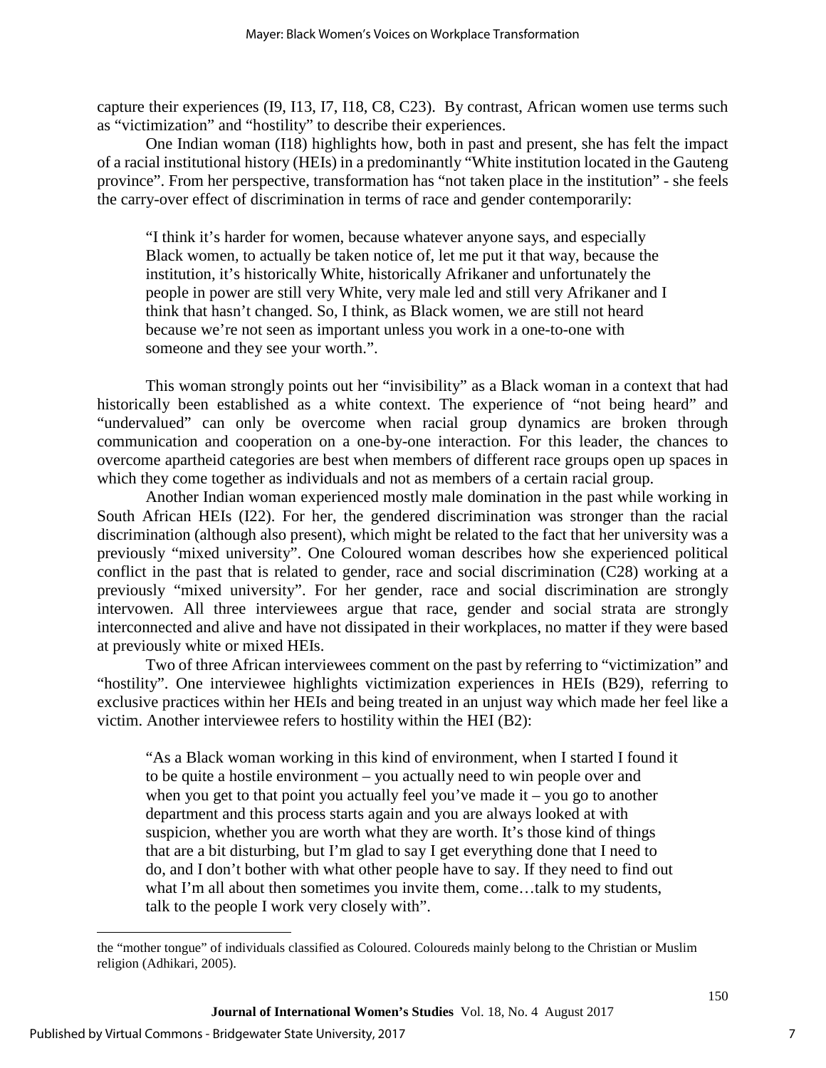capture their experiences (I9, I13, I7, I18, C8, C23). By contrast, African women use terms such as "victimization" and "hostility" to describe their experiences.

One Indian woman (I18) highlights how, both in past and present, she has felt the impact of a racial institutional history (HEIs) in a predominantly "White institution located in the Gauteng province". From her perspective, transformation has "not taken place in the institution" - she feels the carry-over effect of discrimination in terms of race and gender contemporarily:

> "I think it's harder for women, because whatever anyone says, and especially Black women, to actually be taken notice of, let me put it that way, because the institution, it's historically White, historically Afrikaner and unfortunately the people in power are still very White, very male led and still very Afrikaner and I think that hasn't changed. So, I think, as Black women, we are still not heard because we're not seen as important unless you work in a one-to-one with someone and they see your worth.".

This woman strongly points out her "invisibility" as a Black woman in a context that had historically been established as a white context. The experience of "not being heard" and "undervalued" can only be overcome when racial group dynamics are broken through communication and cooperation on a one-by-one interaction. For this leader, the chances to overcome apartheid categories are best when members of different race groups open up spaces in which they come together as individuals and not as members of a certain racial group.

Another Indian woman experienced mostly male domination in the past while working in South African HEIs (I22). For her, the gendered discrimination was stronger than the racial discrimination (although also present), which might be related to the fact that her university was a previously "mixed university". One Coloured woman describes how she experienced political conflict in the past that is related to gender, race and social discrimination (C28) working at a previously "mixed university". For her gender, race and social discrimination are strongly intervowen. All three interviewees argue that race, gender and social strata are strongly interconnected and alive and have not dissipated in their workplaces, no matter if they were based at previously white or mixed HEIs.

Two of three African interviewees comment on the past by referring to "victimization" and "hostility". One interviewee highlights victimization experiences in HEIs (B29), referring to exclusive practices within her HEIs and being treated in an unjust way which made her feel like a victim. Another interviewee refers to hostility within the HEI (B2):

> "As a Black woman working in this kind of environment, when I started I found it to be quite a hostile environment – you actually need to win people over and when you get to that point you actually feel you've made it – you go to another department and this process starts again and you are always looked at with suspicion, whether you are worth what they are worth. It's those kind of things that are a bit disturbing, but I'm glad to say I get everything done that I need to do, and I don't bother with what other people have to say. If they need to find out what I'm all about then sometimes you invite them, come…talk to my students, talk to the people I work very closely with".

---

the "mother tongue" of individuals classified as Coloured. Coloureds mainly belong to the Christian or Muslim religion (Adhikari, 2005).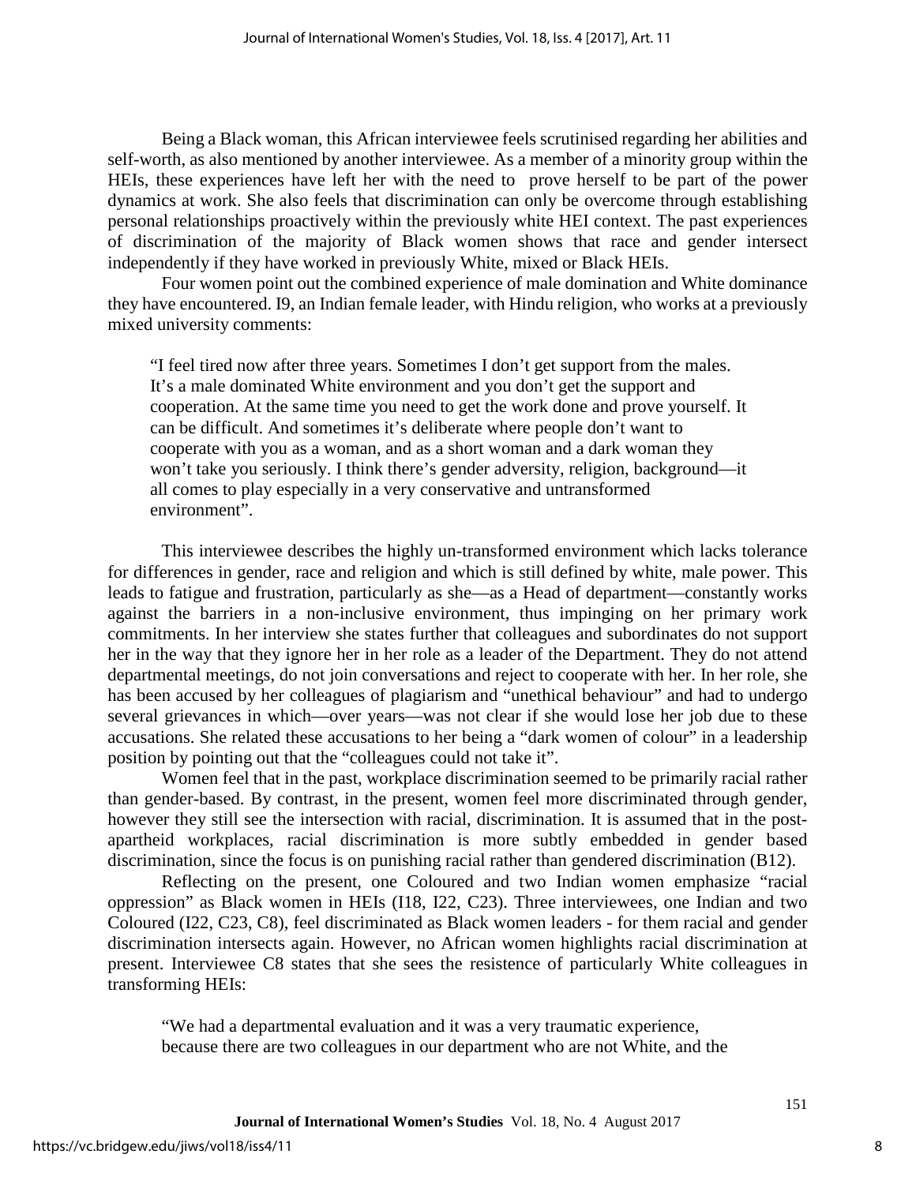Being a Black woman, this African interviewee feels scrutinised regarding her abilities and self-worth, as also mentioned by another interviewee. As a member of a minority group within the HEIs, these experiences have left her with the need to prove herself to be part of the power dynamics at work. She also feels that discrimination can only be overcome through establishing personal relationships proactively within the previously white HEI context. The past experiences of discrimination of the majority of Black women shows that race and gender intersect independently if they have worked in previously White, mixed or Black HEIs.

Four women point out the combined experience of male domination and White dominance they have encountered. I9, an Indian female leader, with Hindu religion, who works at a previously mixed university comments:

> "I feel tired now after three years. Sometimes I don't get support from the males. It's a male dominated White environment and you don't get the support and cooperation. At the same time you need to get the work done and prove yourself. It can be difficult. And sometimes it's deliberate where people don't want to cooperate with you as a woman, and as a short woman and a dark woman they won't take you seriously. I think there's gender adversity, religion, background—it all comes to play especially in a very conservative and untransformed environment".

This interviewee describes the highly un-transformed environment which lacks tolerance for differences in gender, race and religion and which is still defined by white, male power. This leads to fatigue and frustration, particularly as she—as a Head of department—constantly works against the barriers in a non-inclusive environment, thus impinging on her primary work commitments. In her interview she states further that colleagues and subordinates do not support her in the way that they ignore her in her role as a leader of the Department. They do not attend departmental meetings, do not join conversations and reject to cooperate with her. In her role, she has been accused by her colleagues of plagiarism and "unethical behaviour" and had to undergo several grievances in which—over years—was not clear if she would lose her job due to these accusations. She related these accusations to her being a "dark women of colour" in a leadership position by pointing out that the "colleagues could not take it".

Women feel that in the past, workplace discrimination seemed to be primarily racial rather than gender-based. By contrast, in the present, women feel more discriminated through gender, however they still see the intersection with racial, discrimination. It is assumed that in the post-apartheid workplaces, racial discrimination is more subtly embedded in gender based discrimination, since the focus is on punishing racial rather than gendered discrimination (B12).

Reflecting on the present, one Coloured and two Indian women emphasize "racial oppression" as Black women in HEIs (I18, I22, C23). Three interviewees, one Indian and two Coloured (I22, C23, C8), feel discriminated as Black women leaders - for them racial and gender discrimination intersects again. However, no African women highlights racial discrimination at present. Interviewee C8 states that she sees the resistence of particularly White colleagues in transforming HEIs:

> "We had a departmental evaluation and it was a very traumatic experience, because there are two colleagues in our department who are not White, and the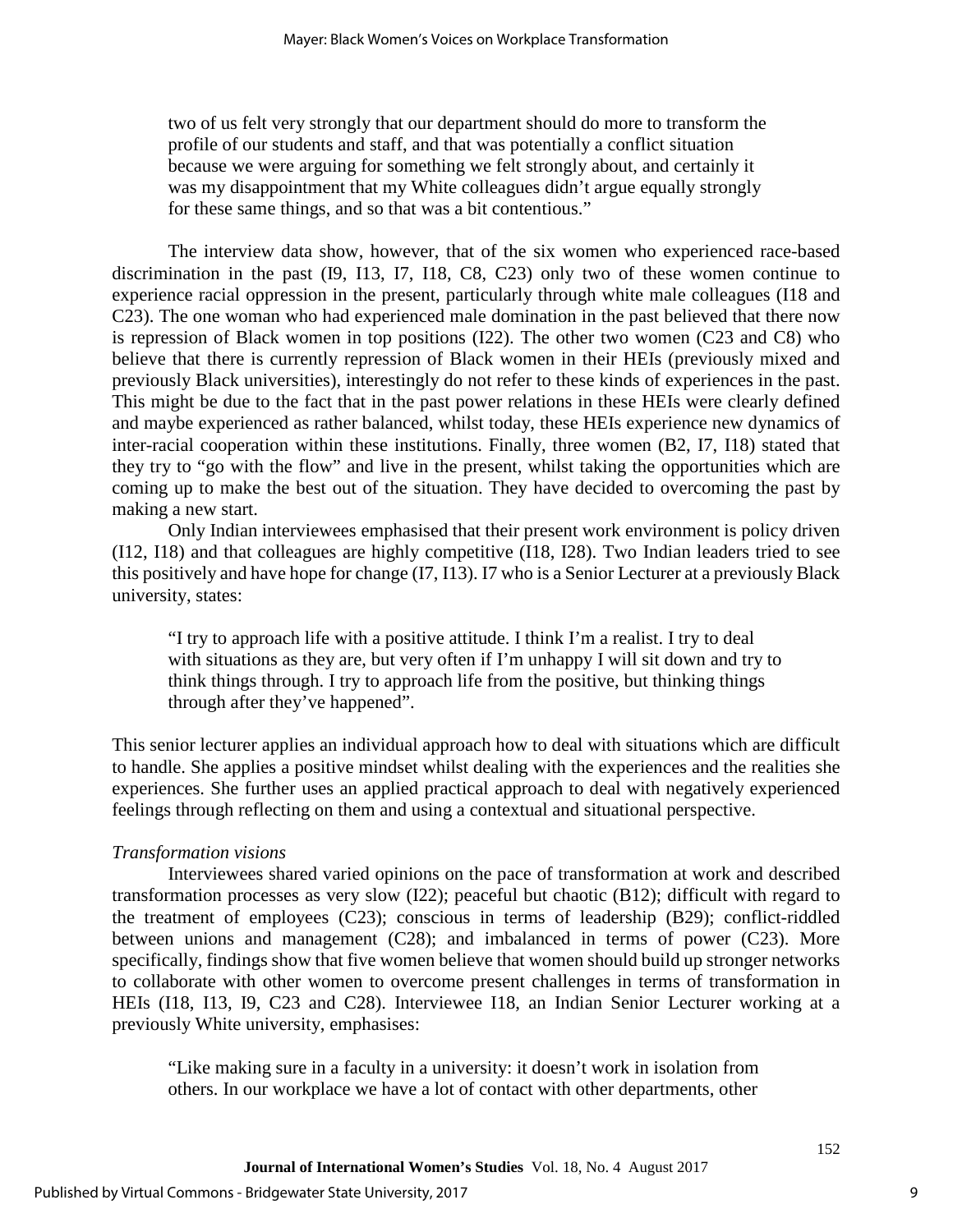> two of us felt very strongly that our department should do more to transform the profile of our students and staff, and that was potentially a conflict situation because we were arguing for something we felt strongly about, and certainly it was my disappointment that my White colleagues didn't argue equally strongly for these same things, and so that was a bit contentious."

The interview data show, however, that of the six women who experienced race-based discrimination in the past (I9, I13, I7, I18, C8, C23) only two of these women continue to experience racial oppression in the present, particularly through white male colleagues (I18 and C23). The one woman who had experienced male domination in the past believed that there now is repression of Black women in top positions (I22). The other two women (C23 and C8) who believe that there is currently repression of Black women in their HEIs (previously mixed and previously Black universities), interestingly do not refer to these kinds of experiences in the past. This might be due to the fact that in the past power relations in these HEIs were clearly defined and maybe experienced as rather balanced, whilst today, these HEIs experience new dynamics of inter-racial cooperation within these institutions. Finally, three women (B2, I7, I18) stated that they try to "go with the flow" and live in the present, whilst taking the opportunities which are coming up to make the best out of the situation. They have decided to overcoming the past by making a new start.

Only Indian interviewees emphasised that their present work environment is policy driven (I12, I18) and that colleagues are highly competitive (I18, I28). Two Indian leaders tried to see this positively and have hope for change (I7, I13). I7 who is a Senior Lecturer at a previously Black university, states:

> "I try to approach life with a positive attitude. I think I'm a realist. I try to deal with situations as they are, but very often if I'm unhappy I will sit down and try to think things through. I try to approach life from the positive, but thinking things through after they've happened".

This senior lecturer applies an individual approach how to deal with situations which are difficult to handle. She applies a positive mindset whilst dealing with the experiences and the realities she experiences. She further uses an applied practical approach to deal with negatively experienced feelings through reflecting on them and using a contextual and situational perspective.

*Transformation visions*

Interviewees shared varied opinions on the pace of transformation at work and described transformation processes as very slow (I22); peaceful but chaotic (B12); difficult with regard to the treatment of employees (C23); conscious in terms of leadership (B29); conflict-riddled between unions and management (C28); and imbalanced in terms of power (C23). More specifically, findings show that five women believe that women should build up stronger networks to collaborate with other women to overcome present challenges in terms of transformation in HEIs (I18, I13, I9, C23 and C28). Interviewee I18, an Indian Senior Lecturer working at a previously White university, emphasises:

> "Like making sure in a faculty in a university: it doesn't work in isolation from others. In our workplace we have a lot of contact with other departments, other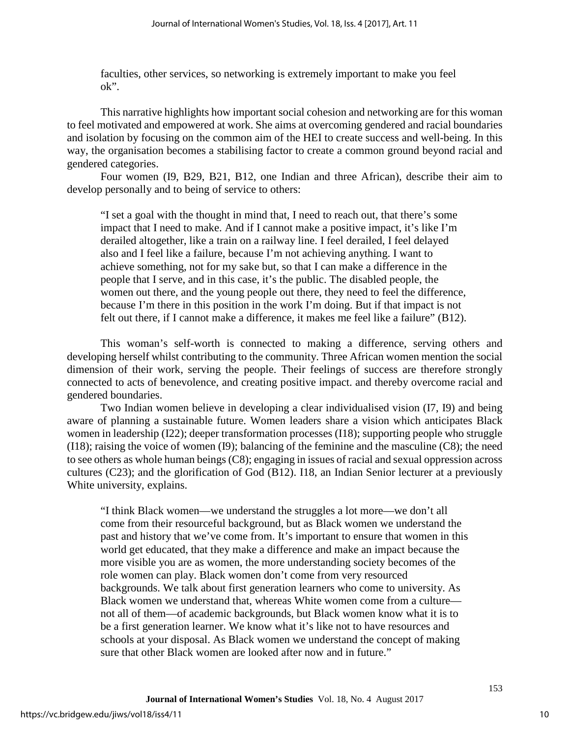faculties, other services, so networking is extremely important to make you feel ok".

This narrative highlights how important social cohesion and networking are for this woman to feel motivated and empowered at work. She aims at overcoming gendered and racial boundaries and isolation by focusing on the common aim of the HEI to create success and well-being. In this way, the organisation becomes a stabilising factor to create a common ground beyond racial and gendered categories.

Four women (I9, B29, B21, B12, one Indian and three African), describe their aim to develop personally and to being of service to others:

> "I set a goal with the thought in mind that, I need to reach out, that there's some impact that I need to make. And if I cannot make a positive impact, it's like I'm derailed altogether, like a train on a railway line. I feel derailed, I feel delayed also and I feel like a failure, because I'm not achieving anything. I want to achieve something, not for my sake but, so that I can make a difference in the people that I serve, and in this case, it's the public. The disabled people, the women out there, and the young people out there, they need to feel the difference, because I'm there in this position in the work I'm doing. But if that impact is not felt out there, if I cannot make a difference, it makes me feel like a failure" (B12).

This woman's self-worth is connected to making a difference, serving others and developing herself whilst contributing to the community. Three African women mention the social dimension of their work, serving the people. Their feelings of success are therefore strongly connected to acts of benevolence, and creating positive impact. and thereby overcome racial and gendered boundaries.

Two Indian women believe in developing a clear individualised vision (I7, I9) and being aware of planning a sustainable future. Women leaders share a vision which anticipates Black women in leadership (I22); deeper transformation processes (I18); supporting people who struggle (I18); raising the voice of women (I9); balancing of the feminine and the masculine (C8); the need to see others as whole human beings (C8); engaging in issues of racial and sexual oppression across cultures (C23); and the glorification of God (B12). I18, an Indian Senior lecturer at a previously White university, explains.

> "I think Black women—we understand the struggles a lot more—we don't all come from their resourceful background, but as Black women we understand the past and history that we've come from. It's important to ensure that women in this world get educated, that they make a difference and make an impact because the more visible you are as women, the more understanding society becomes of the role women can play. Black women don't come from very resourced backgrounds. We talk about first generation learners who come to university. As Black women we understand that, whereas White women come from a culture—not all of them—of academic backgrounds, but Black women know what it is to be a first generation learner. We know what it's like not to have resources and schools at your disposal. As Black women we understand the concept of making sure that other Black women are looked after now and in future."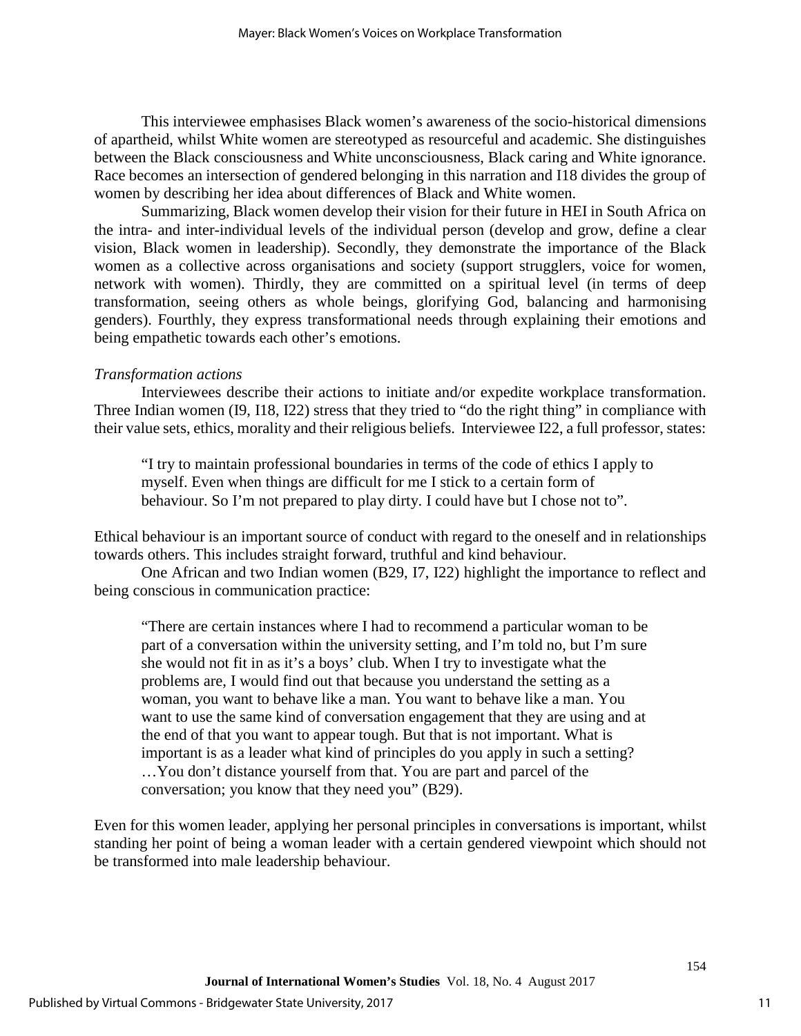This interviewee emphasises Black women's awareness of the socio-historical dimensions of apartheid, whilst White women are stereotyped as resourceful and academic. She distinguishes between the Black consciousness and White unconsciousness, Black caring and White ignorance. Race becomes an intersection of gendered belonging in this narration and I18 divides the group of women by describing her idea about differences of Black and White women.

Summarizing, Black women develop their vision for their future in HEI in South Africa on the intra- and inter-individual levels of the individual person (develop and grow, define a clear vision, Black women in leadership). Secondly, they demonstrate the importance of the Black women as a collective across organisations and society (support strugglers, voice for women, network with women). Thirdly, they are committed on a spiritual level (in terms of deep transformation, seeing others as whole beings, glorifying God, balancing and harmonising genders). Fourthly, they express transformational needs through explaining their emotions and being empathetic towards each other's emotions.

*Transformation actions*

Interviewees describe their actions to initiate and/or expedite workplace transformation. Three Indian women (I9, I18, I22) stress that they tried to "do the right thing" in compliance with their value sets, ethics, morality and their religious beliefs. Interviewee I22, a full professor, states:

> "I try to maintain professional boundaries in terms of the code of ethics I apply to myself. Even when things are difficult for me I stick to a certain form of behaviour. So I'm not prepared to play dirty. I could have but I chose not to".

Ethical behaviour is an important source of conduct with regard to the oneself and in relationships towards others. This includes straight forward, truthful and kind behaviour.

One African and two Indian women (B29, I7, I22) highlight the importance to reflect and being conscious in communication practice:

> "There are certain instances where I had to recommend a particular woman to be part of a conversation within the university setting, and I'm told no, but I'm sure she would not fit in as it's a boys' club. When I try to investigate what the problems are, I would find out that because you understand the setting as a woman, you want to behave like a man. You want to behave like a man. You want to use the same kind of conversation engagement that they are using and at the end of that you want to appear tough. But that is not important. What is important is as a leader what kind of principles do you apply in such a setting? …You don't distance yourself from that. You are part and parcel of the conversation; you know that they need you" (B29).

Even for this women leader, applying her personal principles in conversations is important, whilst standing her point of being a woman leader with a certain gendered viewpoint which should not be transformed into male leadership behaviour.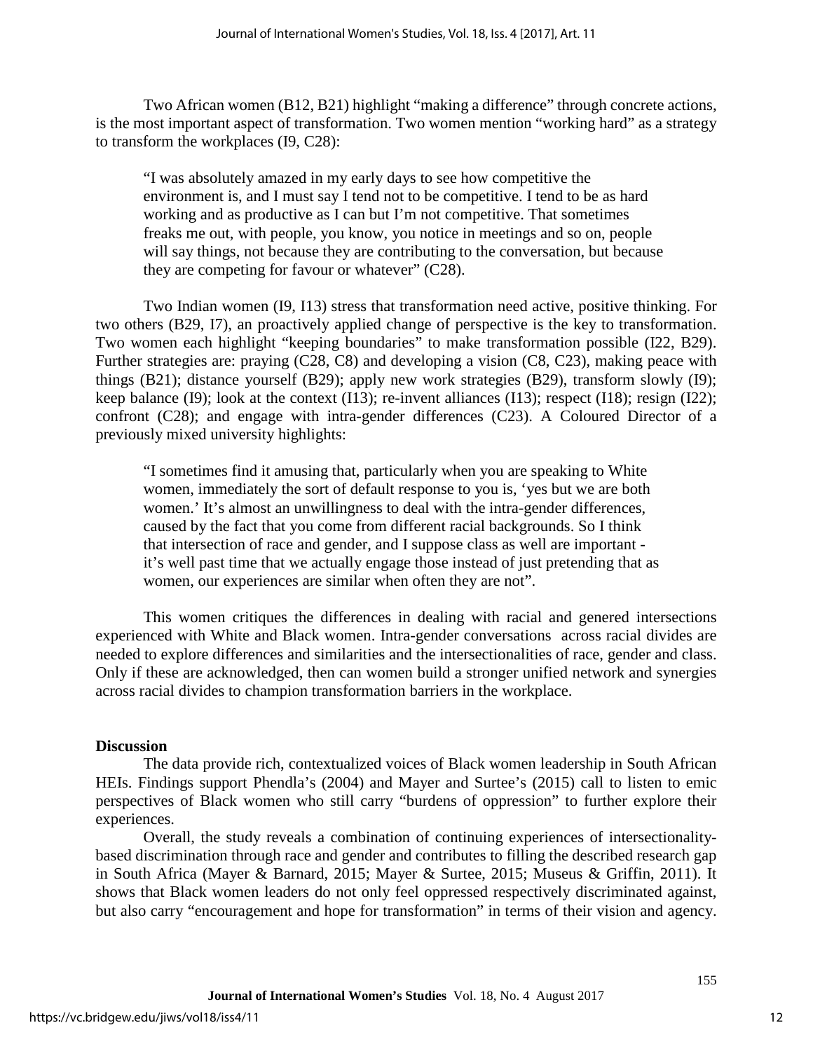Two African women (B12, B21) highlight "making a difference" through concrete actions, is the most important aspect of transformation. Two women mention "working hard" as a strategy to transform the workplaces (I9, C28):

> "I was absolutely amazed in my early days to see how competitive the environment is, and I must say I tend not to be competitive. I tend to be as hard working and as productive as I can but I'm not competitive. That sometimes freaks me out, with people, you know, you notice in meetings and so on, people will say things, not because they are contributing to the conversation, but because they are competing for favour or whatever" (C28).

Two Indian women (I9, I13) stress that transformation need active, positive thinking. For two others (B29, I7), an proactively applied change of perspective is the key to transformation. Two women each highlight "keeping boundaries" to make transformation possible (I22, B29). Further strategies are: praying (C28, C8) and developing a vision (C8, C23), making peace with things (B21); distance yourself (B29); apply new work strategies (B29), transform slowly (I9); keep balance (I9); look at the context (I13); re-invent alliances (I13); respect (I18); resign (I22); confront (C28); and engage with intra-gender differences (C23). A Coloured Director of a previously mixed university highlights:

> "I sometimes find it amusing that, particularly when you are speaking to White women, immediately the sort of default response to you is, 'yes but we are both women.' It's almost an unwillingness to deal with the intra-gender differences, caused by the fact that you come from different racial backgrounds. So I think that intersection of race and gender, and I suppose class as well are important - it's well past time that we actually engage those instead of just pretending that as women, our experiences are similar when often they are not".

This women critiques the differences in dealing with racial and genered intersections experienced with White and Black women. Intra-gender conversations across racial divides are needed to explore differences and similarities and the intersectionalities of race, gender and class. Only if these are acknowledged, then can women build a stronger unified network and synergies across racial divides to champion transformation barriers in the workplace.

**Discussion**

The data provide rich, contextualized voices of Black women leadership in South African HEIs. Findings support Phendla's (2004) and Mayer and Surtee's (2015) call to listen to emic perspectives of Black women who still carry "burdens of oppression" to further explore their experiences.

Overall, the study reveals a combination of continuing experiences of intersectionality-based discrimination through race and gender and contributes to filling the described research gap in South Africa (Mayer & Barnard, 2015; Mayer & Surtee, 2015; Museus & Griffin, 2011). It shows that Black women leaders do not only feel oppressed respectively discriminated against, but also carry "encouragement and hope for transformation" in terms of their vision and agency.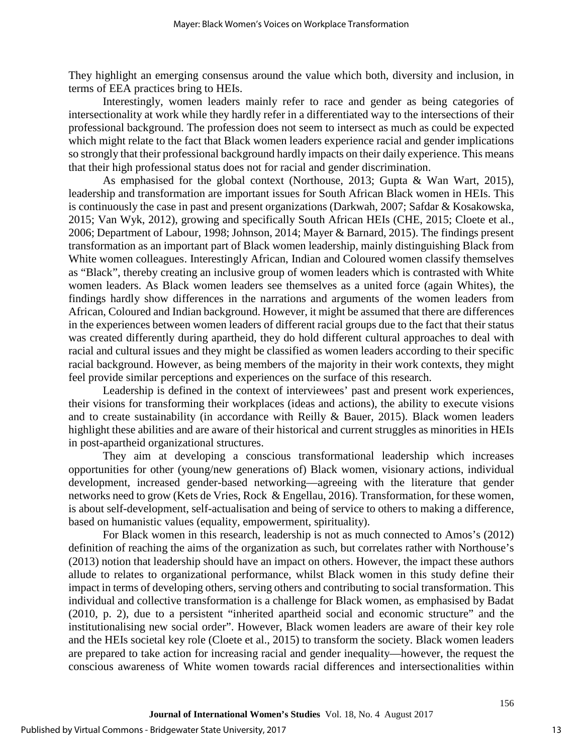They highlight an emerging consensus around the value which both, diversity and inclusion, in terms of EEA practices bring to HEIs.

Interestingly, women leaders mainly refer to race and gender as being categories of intersectionality at work while they hardly refer in a differentiated way to the intersections of their professional background. The profession does not seem to intersect as much as could be expected which might relate to the fact that Black women leaders experience racial and gender implications so strongly that their professional background hardly impacts on their daily experience. This means that their high professional status does not for racial and gender discrimination.

As emphasised for the global context (Northouse, 2013; Gupta & Wan Wart, 2015), leadership and transformation are important issues for South African Black women in HEIs. This is continuously the case in past and present organizations (Darkwah, 2007; Safdar & Kosakowska, 2015; Van Wyk, 2012), growing and specifically South African HEIs (CHE, 2015; Cloete et al., 2006; Department of Labour, 1998; Johnson, 2014; Mayer & Barnard, 2015). The findings present transformation as an important part of Black women leadership, mainly distinguishing Black from White women colleagues. Interestingly African, Indian and Coloured women classify themselves as "Black", thereby creating an inclusive group of women leaders which is contrasted with White women leaders. As Black women leaders see themselves as a united force (again Whites), the findings hardly show differences in the narrations and arguments of the women leaders from African, Coloured and Indian background. However, it might be assumed that there are differences in the experiences between women leaders of different racial groups due to the fact that their status was created differently during apartheid, they do hold different cultural approaches to deal with racial and cultural issues and they might be classified as women leaders according to their specific racial background. However, as being members of the majority in their work contexts, they might feel provide similar perceptions and experiences on the surface of this research.

Leadership is defined in the context of interviewees' past and present work experiences, their visions for transforming their workplaces (ideas and actions), the ability to execute visions and to create sustainability (in accordance with Reilly & Bauer, 2015). Black women leaders highlight these abilities and are aware of their historical and current struggles as minorities in HEIs in post-apartheid organizational structures.

They aim at developing a conscious transformational leadership which increases opportunities for other (young/new generations of) Black women, visionary actions, individual development, increased gender-based networking—agreeing with the literature that gender networks need to grow (Kets de Vries, Rock & Engellau, 2016). Transformation, for these women, is about self-development, self-actualisation and being of service to others to making a difference, based on humanistic values (equality, empowerment, spirituality).

For Black women in this research, leadership is not as much connected to Amos's (2012) definition of reaching the aims of the organization as such, but correlates rather with Northouse's (2013) notion that leadership should have an impact on others. However, the impact these authors allude to relates to organizational performance, whilst Black women in this study define their impact in terms of developing others, serving others and contributing to social transformation. This individual and collective transformation is a challenge for Black women, as emphasised by Badat (2010, p. 2), due to a persistent "inherited apartheid social and economic structure" and the institutionalising new social order". However, Black women leaders are aware of their key role and the HEIs societal key role (Cloete et al., 2015) to transform the society. Black women leaders are prepared to take action for increasing racial and gender inequality—however, the request the conscious awareness of White women towards racial differences and intersectionalities within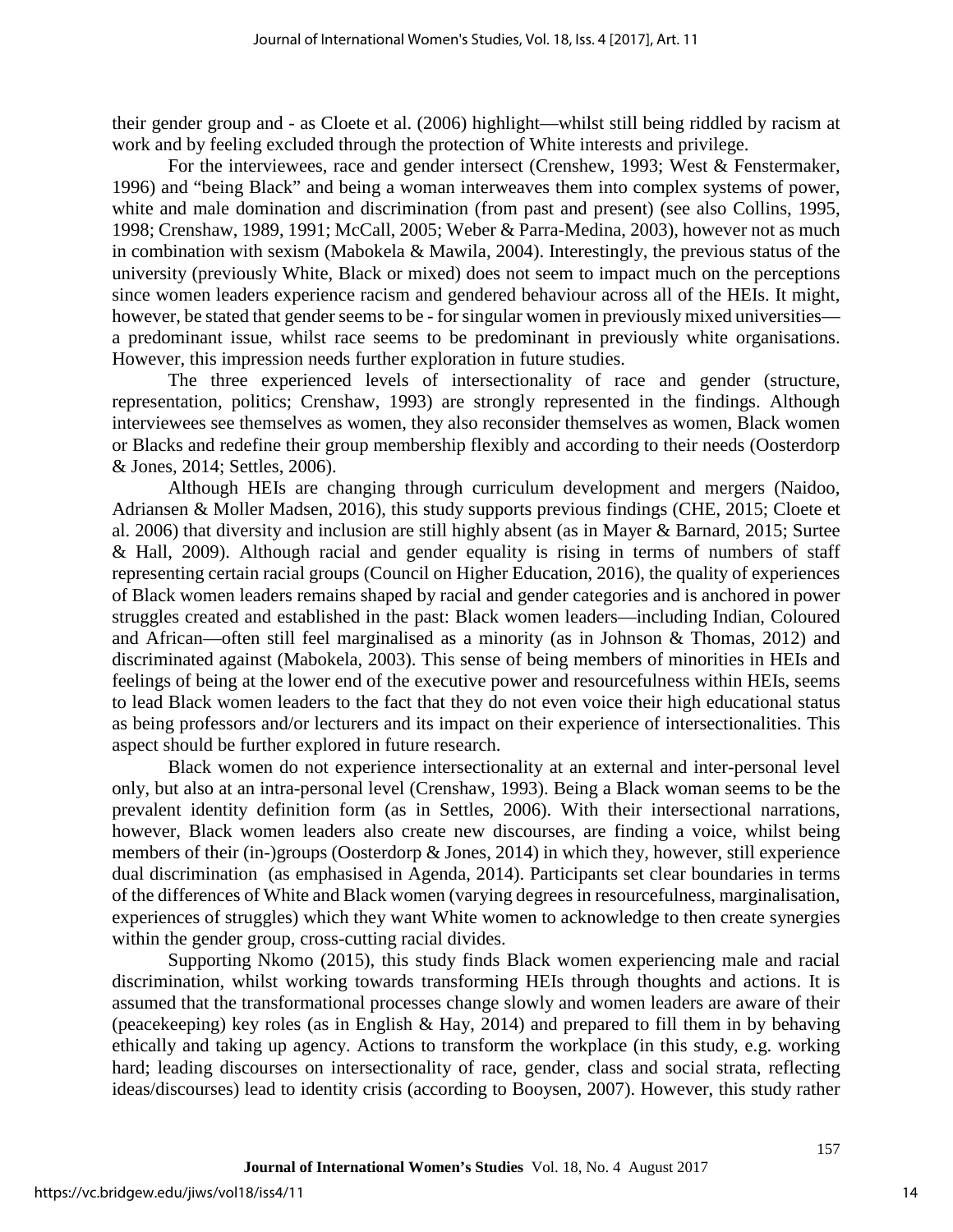their gender group and - as Cloete et al. (2006) highlight—whilst still being riddled by racism at work and by feeling excluded through the protection of White interests and privilege.

For the interviewees, race and gender intersect (Crenshew, 1993; West & Fenstermaker, 1996) and "being Black" and being a woman interweaves them into complex systems of power, white and male domination and discrimination (from past and present) (see also Collins, 1995, 1998; Crenshaw, 1989, 1991; McCall, 2005; Weber & Parra-Medina, 2003), however not as much in combination with sexism (Mabokela & Mawila, 2004). Interestingly, the previous status of the university (previously White, Black or mixed) does not seem to impact much on the perceptions since women leaders experience racism and gendered behaviour across all of the HEIs. It might, however, be stated that gender seems to be - for singular women in previously mixed universities—a predominant issue, whilst race seems to be predominant in previously white organisations. However, this impression needs further exploration in future studies.

The three experienced levels of intersectionality of race and gender (structure, representation, politics; Crenshaw, 1993) are strongly represented in the findings. Although interviewees see themselves as women, they also reconsider themselves as women, Black women or Blacks and redefine their group membership flexibly and according to their needs (Oosterdorp & Jones, 2014; Settles, 2006).

Although HEIs are changing through curriculum development and mergers (Naidoo, Adriansen & Moller Madsen, 2016), this study supports previous findings (CHE, 2015; Cloete et al. 2006) that diversity and inclusion are still highly absent (as in Mayer & Barnard, 2015; Surtee & Hall, 2009). Although racial and gender equality is rising in terms of numbers of staff representing certain racial groups (Council on Higher Education, 2016), the quality of experiences of Black women leaders remains shaped by racial and gender categories and is anchored in power struggles created and established in the past: Black women leaders—including Indian, Coloured and African—often still feel marginalised as a minority (as in Johnson & Thomas, 2012) and discriminated against (Mabokela, 2003). This sense of being members of minorities in HEIs and feelings of being at the lower end of the executive power and resourcefulness within HEIs, seems to lead Black women leaders to the fact that they do not even voice their high educational status as being professors and/or lecturers and its impact on their experience of intersectionalities. This aspect should be further explored in future research.

Black women do not experience intersectionality at an external and inter-personal level only, but also at an intra-personal level (Crenshaw, 1993). Being a Black woman seems to be the prevalent identity definition form (as in Settles, 2006). With their intersectional narrations, however, Black women leaders also create new discourses, are finding a voice, whilst being members of their (in-)groups (Oosterdorp & Jones, 2014) in which they, however, still experience dual discrimination (as emphasised in Agenda, 2014). Participants set clear boundaries in terms of the differences of White and Black women (varying degrees in resourcefulness, marginalisation, experiences of struggles) which they want White women to acknowledge to then create synergies within the gender group, cross-cutting racial divides.

Supporting Nkomo (2015), this study finds Black women experiencing male and racial discrimination, whilst working towards transforming HEIs through thoughts and actions. It is assumed that the transformational processes change slowly and women leaders are aware of their (peacekeeping) key roles (as in English & Hay, 2014) and prepared to fill them in by behaving ethically and taking up agency. Actions to transform the workplace (in this study, e.g. working hard; leading discourses on intersectionality of race, gender, class and social strata, reflecting ideas/discourses) lead to identity crisis (according to Booysen, 2007). However, this study rather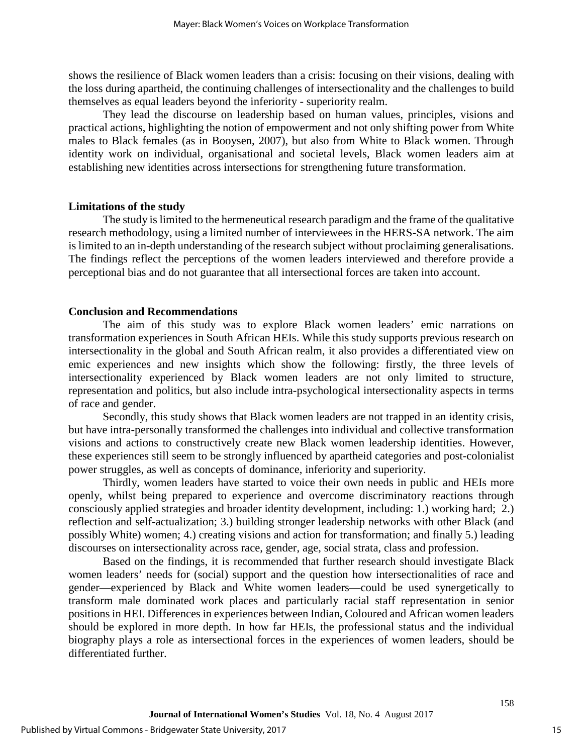shows the resilience of Black women leaders than a crisis: focusing on their visions, dealing with the loss during apartheid, the continuing challenges of intersectionality and the challenges to build themselves as equal leaders beyond the inferiority - superiority realm.

They lead the discourse on leadership based on human values, principles, visions and practical actions, highlighting the notion of empowerment and not only shifting power from White males to Black females (as in Booysen, 2007), but also from White to Black women. Through identity work on individual, organisational and societal levels, Black women leaders aim at establishing new identities across intersections for strengthening future transformation.

**Limitations of the study**

The study is limited to the hermeneutical research paradigm and the frame of the qualitative research methodology, using a limited number of interviewees in the HERS-SA network. The aim is limited to an in-depth understanding of the research subject without proclaiming generalisations. The findings reflect the perceptions of the women leaders interviewed and therefore provide a perceptional bias and do not guarantee that all intersectional forces are taken into account.

**Conclusion and Recommendations**

The aim of this study was to explore Black women leaders' emic narrations on transformation experiences in South African HEIs. While this study supports previous research on intersectionality in the global and South African realm, it also provides a differentiated view on emic experiences and new insights which show the following: firstly, the three levels of intersectionality experienced by Black women leaders are not only limited to structure, representation and politics, but also include intra-psychological intersectionality aspects in terms of race and gender.

Secondly, this study shows that Black women leaders are not trapped in an identity crisis, but have intra-personally transformed the challenges into individual and collective transformation visions and actions to constructively create new Black women leadership identities. However, these experiences still seem to be strongly influenced by apartheid categories and post-colonialist power struggles, as well as concepts of dominance, inferiority and superiority.

Thirdly, women leaders have started to voice their own needs in public and HEIs more openly, whilst being prepared to experience and overcome discriminatory reactions through consciously applied strategies and broader identity development, including: 1.) working hard; 2.) reflection and self-actualization; 3.) building stronger leadership networks with other Black (and possibly White) women; 4.) creating visions and action for transformation; and finally 5.) leading discourses on intersectionality across race, gender, age, social strata, class and profession.

Based on the findings, it is recommended that further research should investigate Black women leaders' needs for (social) support and the question how intersectionalities of race and gender—experienced by Black and White women leaders—could be used synergetically to transform male dominated work places and particularly racial staff representation in senior positions in HEI. Differences in experiences between Indian, Coloured and African women leaders should be explored in more depth. In how far HEIs, the professional status and the individual biography plays a role as intersectional forces in the experiences of women leaders, should be differentiated further.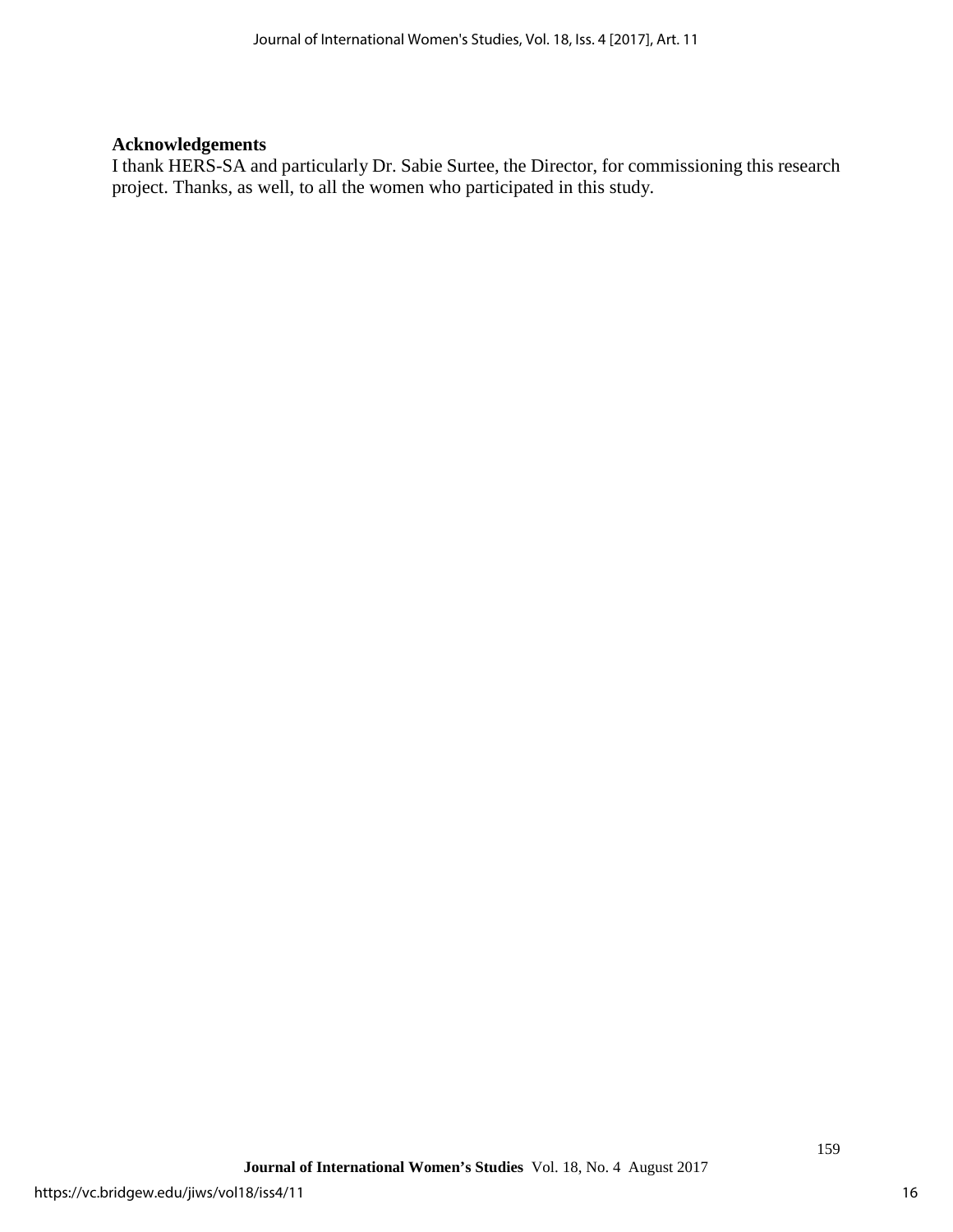## Acknowledgements

I thank HERS-SA and particularly Dr. Sabie Surtee, the Director, for commissioning this research project. Thanks, as well, to all the women who participated in this study.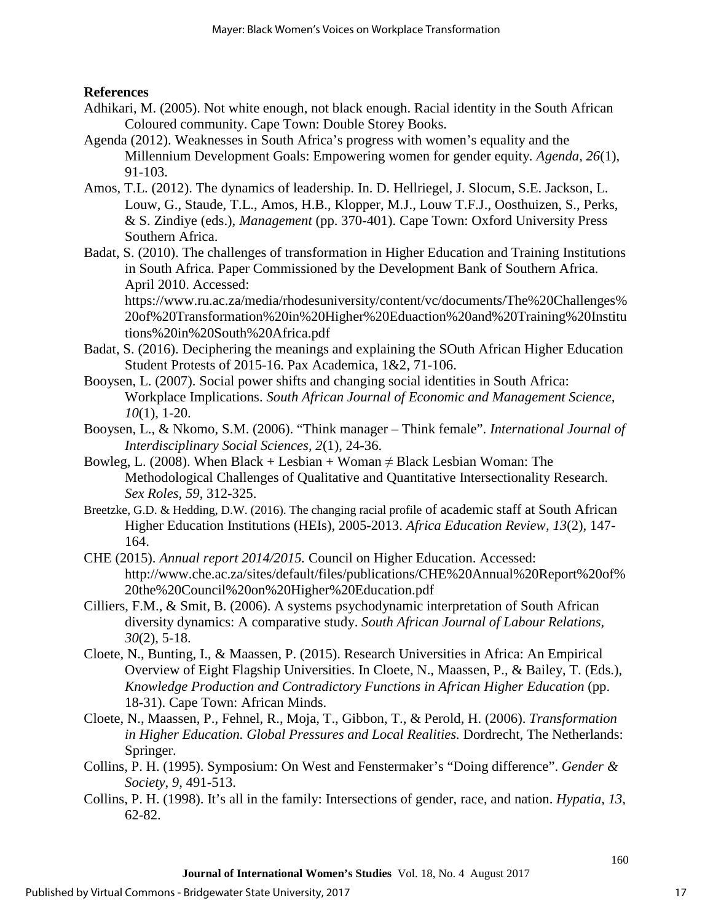**References**

Adhikari, M. (2005). Not white enough, not black enough. Racial identity in the South African Coloured community. Cape Town: Double Storey Books.

Agenda (2012). Weaknesses in South Africa's progress with women's equality and the Millennium Development Goals: Empowering women for gender equity. *Agenda, 26*(1), 91-103.

Amos, T.L. (2012). The dynamics of leadership. In. D. Hellriegel, J. Slocum, S.E. Jackson, L. Louw, G., Staude, T.L., Amos, H.B., Klopper, M.J., Louw T.F.J., Oosthuizen, S., Perks, & S. Zindiye (eds.), *Management* (pp. 370-401). Cape Town: Oxford University Press Southern Africa.

Badat, S. (2010). The challenges of transformation in Higher Education and Training Institutions in South Africa. Paper Commissioned by the Development Bank of Southern Africa. April 2010. Accessed: https://www.ru.ac.za/media/rhodesuniversity/content/vc/documents/The%20Challenges%20of%20Transformation%20in%20Higher%20Eduaction%20and%20Training%20Institutions%20in%20South%20Africa.pdf

Badat, S. (2016). Deciphering the meanings and explaining the SOuth African Higher Education Student Protests of 2015-16. Pax Academica, 1&2, 71-106.

Booysen, L. (2007). Social power shifts and changing social identities in South Africa: Workplace Implications. *South African Journal of Economic and Management Science, 10*(1), 1-20.

Booysen, L., & Nkomo, S.M. (2006). "Think manager – Think female". *International Journal of Interdisciplinary Social Sciences, 2*(1), 24-36.

Bowleg, L. (2008). When Black + Lesbian + Woman ≠ Black Lesbian Woman: The Methodological Challenges of Qualitative and Quantitative Intersectionality Research. *Sex Roles, 59*, 312-325.

Breetzke, G.D. & Hedding, D.W. (2016). The changing racial profile of academic staff at South African Higher Education Institutions (HEIs), 2005-2013. *Africa Education Review, 13*(2), 147-164.

CHE (2015). *Annual report 2014/2015.* Council on Higher Education. Accessed: http://www.che.ac.za/sites/default/files/publications/CHE%20Annual%20Report%20of%20the%20Council%20on%20Higher%20Education.pdf

Cilliers, F.M., & Smit, B. (2006). A systems psychodynamic interpretation of South African diversity dynamics: A comparative study. *South African Journal of Labour Relations, 30*(2), 5-18.

Cloete, N., Bunting, I., & Maassen, P. (2015). Research Universities in Africa: An Empirical Overview of Eight Flagship Universities. In Cloete, N., Maassen, P., & Bailey, T. (Eds.), *Knowledge Production and Contradictory Functions in African Higher Education* (pp. 18-31). Cape Town: African Minds.

Cloete, N., Maassen, P., Fehnel, R., Moja, T., Gibbon, T., & Perold, H. (2006). *Transformation in Higher Education. Global Pressures and Local Realities.* Dordrecht, The Netherlands: Springer.

Collins, P. H. (1995). Symposium: On West and Fenstermaker's "Doing difference". *Gender & Society, 9*, 491-513.

Collins, P. H. (1998). It's all in the family: Intersections of gender, race, and nation. *Hypatia, 13*, 62-82.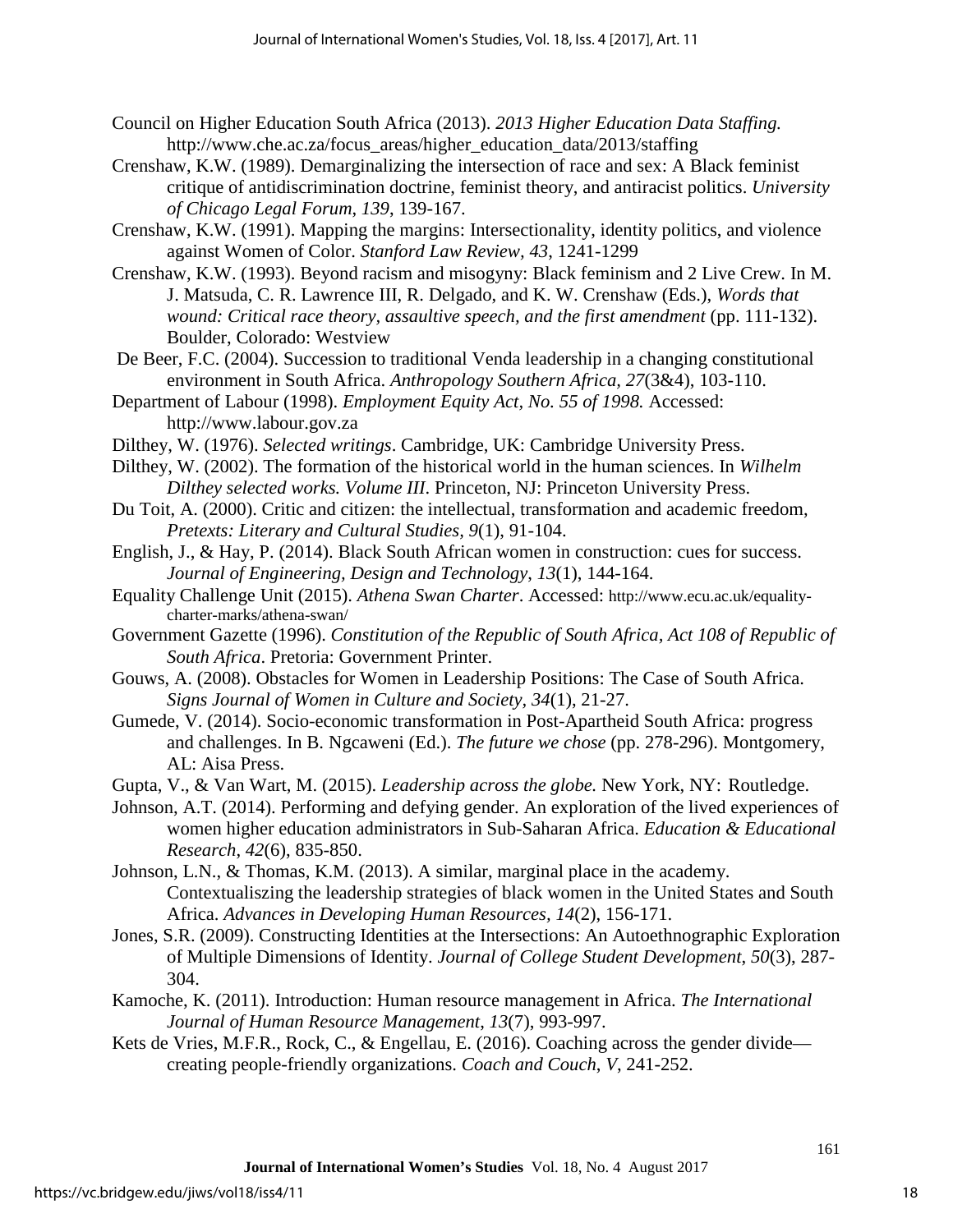Council on Higher Education South Africa (2013). *2013 Higher Education Data Staffing.* http://www.che.ac.za/focus_areas/higher_education_data/2013/staffing

Crenshaw, K.W. (1989). Demarginalizing the intersection of race and sex: A Black feminist critique of antidiscrimination doctrine, feminist theory, and antiracist politics. *University of Chicago Legal Forum*, *139*, 139-167.

Crenshaw, K.W. (1991). Mapping the margins: Intersectionality, identity politics, and violence against Women of Color. *Stanford Law Review, 43*, 1241-1299

Crenshaw, K.W. (1993). Beyond racism and misogyny: Black feminism and 2 Live Crew. In M. J. Matsuda, C. R. Lawrence III, R. Delgado, and K. W. Crenshaw (Eds.), *Words that wound: Critical race theory, assaultive speech, and the first amendment* (pp. 111-132). Boulder, Colorado: Westview

De Beer, F.C. (2004). Succession to traditional Venda leadership in a changing constitutional environment in South Africa. *Anthropology Southern Africa, 27*(3&4), 103-110.

Department of Labour (1998). *Employment Equity Act, No. 55 of 1998.* Accessed: http://www.labour.gov.za

Dilthey, W. (1976). *Selected writings*. Cambridge, UK: Cambridge University Press.

Dilthey, W. (2002). The formation of the historical world in the human sciences. In *Wilhelm Dilthey selected works. Volume III*. Princeton, NJ: Princeton University Press.

Du Toit, A. (2000). Critic and citizen: the intellectual, transformation and academic freedom, *Pretexts: Literary and Cultural Studies*, *9*(1), 91-104.

English, J., & Hay, P. (2014). Black South African women in construction: cues for success. *Journal of Engineering, Design and Technology*, *13*(1), 144-164.

Equality Challenge Unit (2015). *Athena Swan Charter*. Accessed: http://www.ecu.ac.uk/equality-charter-marks/athena-swan/

Government Gazette (1996). *Constitution of the Republic of South Africa, Act 108 of Republic of South Africa*. Pretoria: Government Printer.

Gouws, A. (2008). Obstacles for Women in Leadership Positions: The Case of South Africa. *Signs Journal of Women in Culture and Society, 34*(1), 21-27.

Gumede, V. (2014). Socio-economic transformation in Post-Apartheid South Africa: progress and challenges. In B. Ngcaweni (Ed.). *The future we chose* (pp. 278-296). Montgomery, AL: Aisa Press.

Gupta, V., & Van Wart, M. (2015). *Leadership across the globe.* New York, NY: Routledge.

Johnson, A.T. (2014). Performing and defying gender. An exploration of the lived experiences of women higher education administrators in Sub-Saharan Africa. *Education & Educational Research*, *42*(6), 835-850.

Johnson, L.N., & Thomas, K.M. (2013). A similar, marginal place in the academy. Contextualiszing the leadership strategies of black women in the United States and South Africa. *Advances in Developing Human Resources, 14*(2), 156-171.

Jones, S.R. (2009). Constructing Identities at the Intersections: An Autoethnographic Exploration of Multiple Dimensions of Identity. *Journal of College Student Development*, *50*(3), 287-304.

Kamoche, K. (2011). Introduction: Human resource management in Africa. *The International Journal of Human Resource Management*, *13*(7), 993-997.

Kets de Vries, M.F.R., Rock, C., & Engellau, E. (2016). Coaching across the gender divide—creating people-friendly organizations. *Coach and Couch*, *V*, 241-252.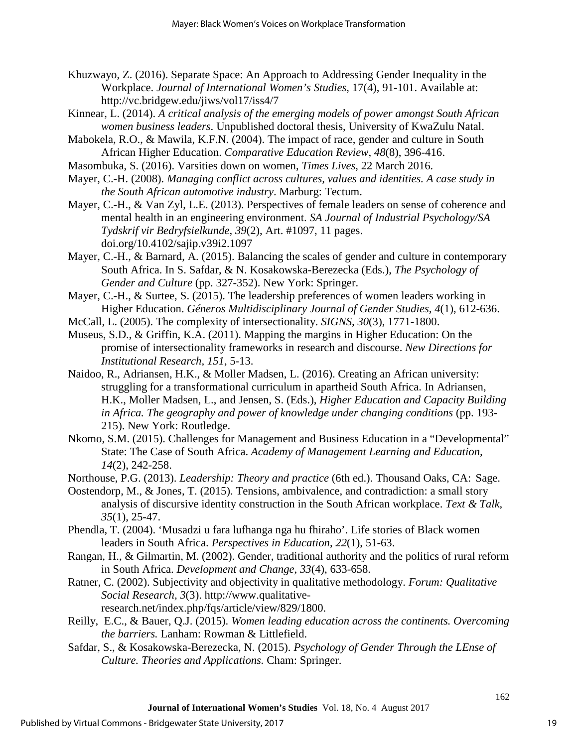Khuzwayo, Z. (2016). Separate Space: An Approach to Addressing Gender Inequality in the Workplace. *Journal of International Women's Studies*, 17(4), 91-101. Available at: http://vc.bridgew.edu/jiws/vol17/iss4/7

Kinnear, L. (2014). *A critical analysis of the emerging models of power amongst South African women business leaders*. Unpublished doctoral thesis, University of KwaZulu Natal.

Mabokela, R.O., & Mawila, K.F.N. (2004). The impact of race, gender and culture in South African Higher Education. *Comparative Education Review*, *48*(8), 396-416.

Masombuka, S. (2016). Varsities down on women, *Times Lives*, 22 March 2016.

Mayer, C.-H. (2008). *Managing conflict across cultures, values and identities. A case study in the South African automotive industry*. Marburg: Tectum.

Mayer, C.-H., & Van Zyl, L.E. (2013). Perspectives of female leaders on sense of coherence and mental health in an engineering environment. *SA Journal of Industrial Psychology/SA Tydskrif vir Bedryfsielkunde*, *39*(2), Art. #1097, 11 pages. doi.org/10.4102/sajip.v39i2.1097

Mayer, C.-H., & Barnard, A. (2015). Balancing the scales of gender and culture in contemporary South Africa. In S. Safdar, & N. Kosakowska-Berezecka (Eds.), *The Psychology of Gender and Culture* (pp. 327-352). New York: Springer.

Mayer, C.-H., & Surtee, S. (2015). The leadership preferences of women leaders working in Higher Education. *Géneros Multidisciplinary Journal of Gender Studies*, *4*(1), 612-636.

McCall, L. (2005). The complexity of intersectionality. *SIGNS, 30*(3), 1771-1800.

Museus, S.D., & Griffin, K.A. (2011). Mapping the margins in Higher Education: On the promise of intersectionality frameworks in research and discourse. *New Directions for Institutional Research, 151*, 5-13.

Naidoo, R., Adriansen, H.K., & Moller Madsen, L. (2016). Creating an African university: struggling for a transformational curriculum in apartheid South Africa. In Adriansen, H.K., Moller Madsen, L., and Jensen, S. (Eds.), *Higher Education and Capacity Building in Africa. The geography and power of knowledge under changing conditions* (pp. 193-215). New York: Routledge.

Nkomo, S.M. (2015). Challenges for Management and Business Education in a "Developmental" State: The Case of South Africa. *Academy of Management Learning and Education*, *14*(2), 242-258.

Northouse, P.G. (2013). *Leadership: Theory and practice* (6th ed.). Thousand Oaks, CA: Sage.

Oostendorp, M., & Jones, T. (2015). Tensions, ambivalence, and contradiction: a small story analysis of discursive identity construction in the South African workplace. *Text & Talk*, *35*(1), 25-47.

Phendla, T. (2004). 'Musadzi u fara lufhanga nga hu fhiraho'. Life stories of Black women leaders in South Africa. *Perspectives in Education*, *22*(1), 51-63.

Rangan, H., & Gilmartin, M. (2002). Gender, traditional authority and the politics of rural reform in South Africa. *Development and Change*, *33*(4), 633-658.

Ratner, C. (2002). Subjectivity and objectivity in qualitative methodology. *Forum: Qualitative Social Research*, *3*(3). http://www.qualitative-research.net/index.php/fqs/article/view/829/1800.

Reilly, E.C., & Bauer, Q.J. (2015). *Women leading education across the continents. Overcoming the barriers.* Lanham: Rowman & Littlefield.

Safdar, S., & Kosakowska-Berezecka, N. (2015). *Psychology of Gender Through the LEnse of Culture. Theories and Applications.* Cham: Springer.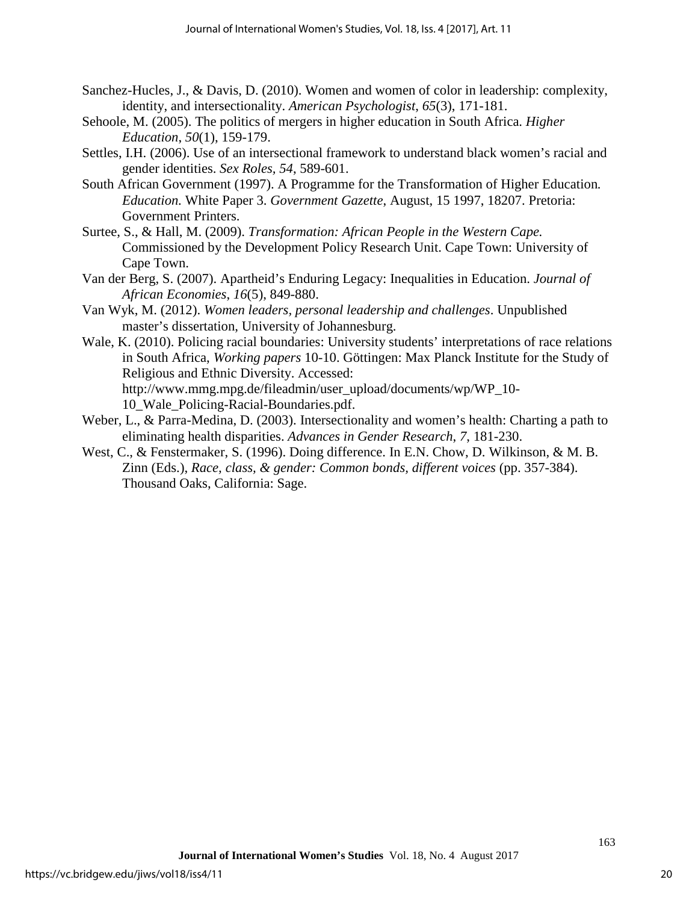Sanchez-Hucles, J., & Davis, D. (2010). Women and women of color in leadership: complexity, identity, and intersectionality. *American Psychologist*, *65*(3), 171-181.

Sehoole, M. (2005). The politics of mergers in higher education in South Africa. *Higher Education*, *50*(1), 159-179.

Settles, I.H. (2006). Use of an intersectional framework to understand black women's racial and gender identities. *Sex Roles*, *54*, 589-601.

South African Government (1997). A Programme for the Transformation of Higher Education. *Education.* White Paper 3. *Government Gazette*, August, 15 1997, 18207. Pretoria: Government Printers.

Surtee, S., & Hall, M. (2009). *Transformation: African People in the Western Cape.* Commissioned by the Development Policy Research Unit. Cape Town: University of Cape Town.

Van der Berg, S. (2007). Apartheid's Enduring Legacy: Inequalities in Education. *Journal of African Economies*, *16*(5), 849-880.

Van Wyk, M. (2012). *Women leaders, personal leadership and challenges*. Unpublished master's dissertation, University of Johannesburg.

Wale, K. (2010). Policing racial boundaries: University students' interpretations of race relations in South Africa, *Working papers* 10-10. Göttingen: Max Planck Institute for the Study of Religious and Ethnic Diversity. Accessed: http://www.mmg.mpg.de/fileadmin/user_upload/documents/wp/WP_10-10_Wale_Policing-Racial-Boundaries.pdf.

Weber, L., & Parra-Medina, D. (2003). Intersectionality and women's health: Charting a path to eliminating health disparities. *Advances in Gender Research*, *7*, 181-230.

West, C., & Fenstermaker, S. (1996). Doing difference. In E.N. Chow, D. Wilkinson, & M. B. Zinn (Eds.), *Race, class, & gender: Common bonds, different voices* (pp. 357-384). Thousand Oaks, California: Sage.